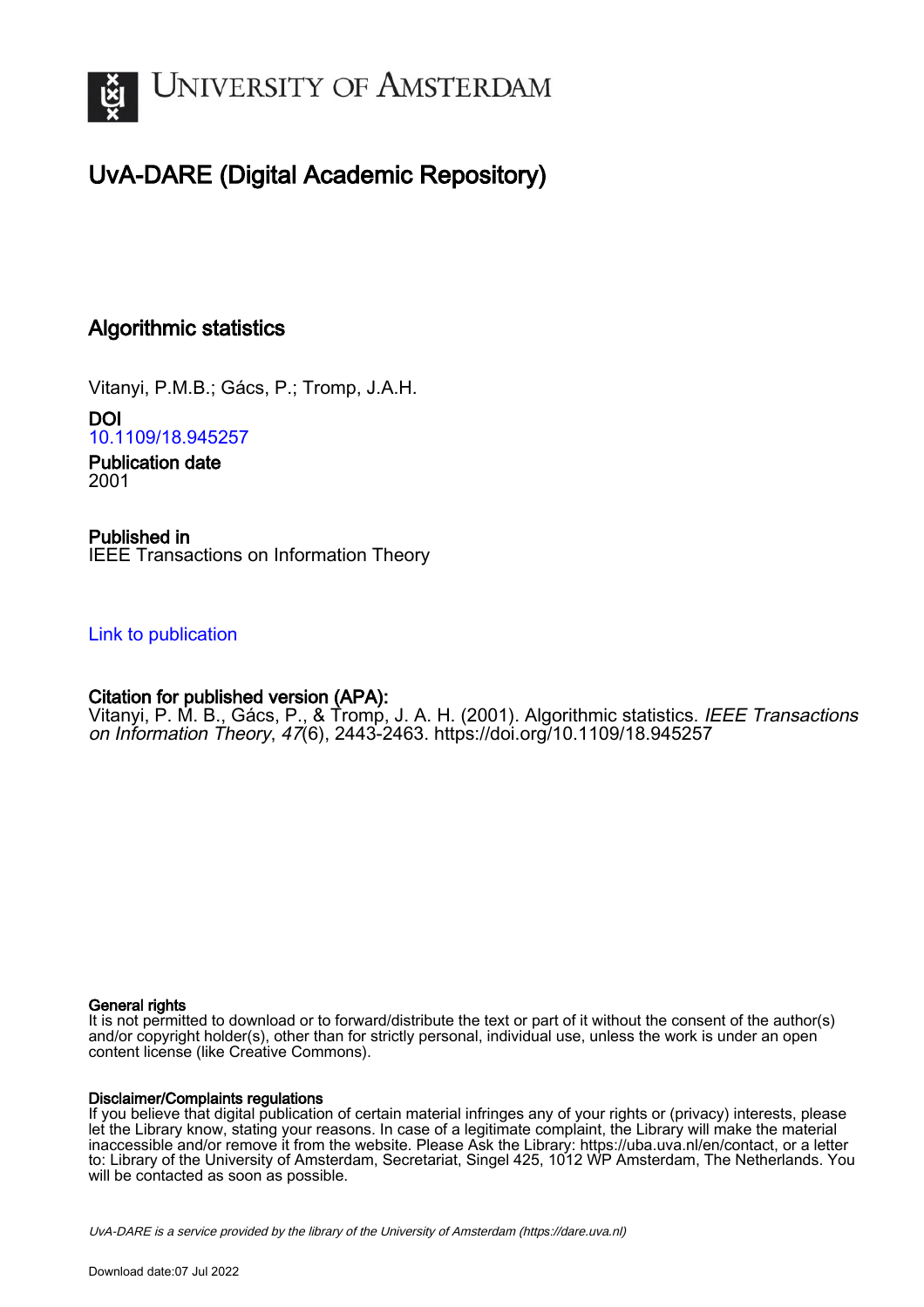UNIVERSITY OF AMSTERDAM

# UvA-DARE (Digital Academic Repository)

## Algorithmic statistics

Vitanyi, P.M.B.; Gács, P.; Tromp, J.A.H.

**DOI**
10.1109/18.945257

**Publication date**
2001

**Published in**
IEEE Transactions on Information Theory

Link to publication

**Citation for published version (APA):**
Vitanyi, P. M. B., Gács, P., & Tromp, J. A. H. (2001). Algorithmic statistics. *IEEE Transactions on Information Theory*, *47*(6), 2443-2463. https://doi.org/10.1109/18.945257

**General rights**
It is not permitted to download or to forward/distribute the text or part of it without the consent of the author(s) and/or copyright holder(s), other than for strictly personal, individual use, unless the work is under an open content license (like Creative Commons).

**Disclaimer/Complaints regulations**
If you believe that digital publication of certain material infringes any of your rights or (privacy) interests, please let the Library know, stating your reasons. In case of a legitimate complaint, the Library will make the material inaccessible and/or remove it from the website. Please Ask the Library: https://uba.uva.nl/en/contact, or a letter to: Library of the University of Amsterdam, Secretariat, Singel 425, 1012 WP Amsterdam, The Netherlands. You will be contacted as soon as possible.

*UvA-DARE is a service provided by the library of the University of Amsterdam (https://dare.uva.nl)*

Download date:07 Jul 2022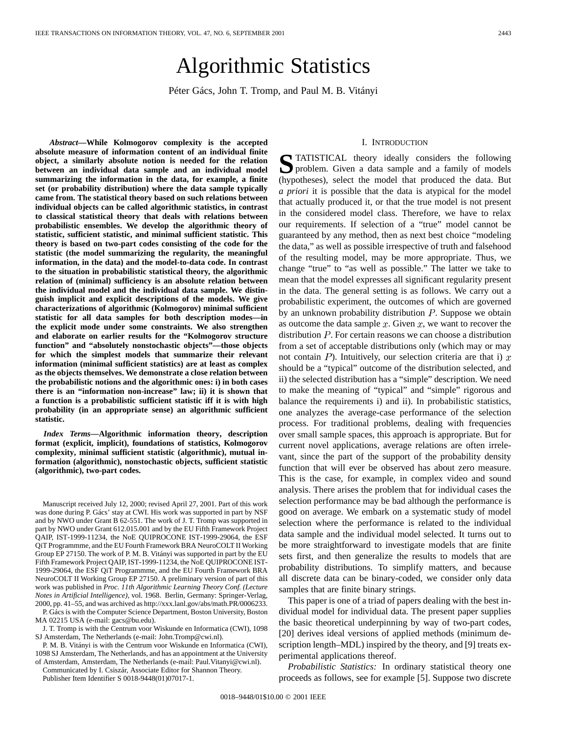# Algorithmic Statistics

Péter Gács, John T. Tromp, and Paul M. B. Vitányi

***Abstract*—While Kolmogorov complexity is the accepted absolute measure of information content of an individual finite object, a similarly absolute notion is needed for the relation between an individual data sample and an individual model summarizing the information in the data, for example, a finite set (or probability distribution) where the data sample typically came from. The statistical theory based on such relations between individual objects can be called algorithmic statistics, in contrast to classical statistical theory that deals with relations between probabilistic ensembles. We develop the algorithmic theory of statistic, sufficient statistic, and minimal sufficient statistic. This theory is based on two-part codes consisting of the code for the statistic (the model summarizing the regularity, the meaningful information, in the data) and the model-to-data code. In contrast to the situation in probabilistic statistical theory, the algorithmic relation of (minimal) sufficiency is an absolute relation between the individual model and the individual data sample. We distinguish implicit and explicit descriptions of the models. We give characterizations of algorithmic (Kolmogorov) minimal sufficient statistic for all data samples for both description modes—in the explicit mode under some constraints. We also strengthen and elaborate on earlier results for the "Kolmogorov structure function" and "absolutely nonstochastic objects"—those objects for which the simplest models that summarize their relevant information (minimal sufficient statistics) are at least as complex as the objects themselves. We demonstrate a close relation between the probabilistic notions and the algorithmic ones: i) in both cases there is an "information non-increase" law; ii) it is shown that a function is a probabilistic sufficient statistic iff it is with high probability (in an appropriate sense) an algorithmic sufficient statistic.**

***Index Terms*—Algorithmic information theory, description format (explicit, implicit), foundations of statistics, Kolmogorov complexity, minimal sufficient statistic (algorithmic), mutual information (algorithmic), nonstochastic objects, sufficient statistic (algorithmic), two-part codes.**

Manuscript received July 12, 2000; revised April 27, 2001. Part of this work was done during P. Gács' stay at CWI. His work was supported in part by NSF and by NWO under Grant B 62-551. The work of J. T. Tromp was supported in part by NWO under Grant 612.015.001 and by the EU Fifth Framework Project QAIP, IST-1999-11234, the NoE QUIPROCONE IST-1999-29064, the ESF QiT Programmme, and the EU Fourth Framework BRA NeuroCOLT II Working Group EP 27150. The work of P. M. B. Vitányi was supported in part by the EU Fifth Framework Project QAIP, IST-1999-11234, the NoE QUIPROCONE IST-1999-29064, the ESF QiT Programmme, and the EU Fourth Framework BRA NeuroCOLT II Working Group EP 27150. A preliminary version of part of this work was published in *Proc. 11th Algorithmic Learning Theory Conf. (Lecture Notes in Artificial Intelligence)*, vol. 1968. Berlin, Germany: Springer-Verlag, 2000, pp. 41–55, and was archived as http://xxx.lanl.gov/abs/math.PR/0006233.

P. Gács is with the Computer Science Department, Boston University, Boston MA 02215 USA (e-mail: gacs@bu.edu).

J. T. Tromp is with the Centrum voor Wiskunde en Informatica (CWI), 1098 SJ Amsterdam, The Netherlands (e-mail: John.Tromp@cwi.nl).

P. M. B. Vitányi is with the Centrum voor Wiskunde en Informatica (CWI), 1098 SJ Amsterdam, The Netherlands, and has an appointment at the University of Amsterdam, Amsterdam, The Netherlands (e-mail: Paul.Vitanyi@cwi.nl).

Communicated by I. Csiszár, Associate Editor for Shannon Theory.

Publisher Item Identifier S 0018-9448(01)07017-1.

## I. Introduction

Statistical theory ideally considers the following problem. Given a data sample and a family of models (hypotheses), select the model that produced the data. But *a priori* it is possible that the data is atypical for the model that actually produced it, or that the true model is not present in the considered model class. Therefore, we have to relax our requirements. If selection of a "true" model cannot be guaranteed by any method, then as next best choice "modeling the data," as well as possible irrespective of truth and falsehood of the resulting model, may be more appropriate. Thus, we change "true" to "as well as possible." The latter we take to mean that the model expresses all significant regularity present in the data. The general setting is as follows. We carry out a probabilistic experiment, the outcomes of which are governed by an unknown probability distribution $P$. Suppose we obtain as outcome the data sample $x$. Given $x$, we want to recover the distribution $P$. For certain reasons we can choose a distribution from a set of acceptable distributions only (which may or may not contain $P$). Intuitively, our selection criteria are that i) $x$ should be a "typical" outcome of the distribution selected, and ii) the selected distribution has a "simple" description. We need to make the meaning of "typical" and "simple" rigorous and balance the requirements i) and ii). In probabilistic statistics, one analyzes the average-case performance of the selection process. For traditional problems, dealing with frequencies over small sample spaces, this approach is appropriate. But for current novel applications, average relations are often irrelevant, since the part of the support of the probability density function that will ever be observed has about zero measure. This is the case, for example, in complex video and sound analysis. There arises the problem that for individual cases the selection performance may be bad although the performance is good on average. We embark on a systematic study of model selection where the performance is related to the individual data sample and the individual model selected. It turns out to be more straightforward to investigate models that are finite sets first, and then generalize the results to models that are probability distributions. To simplify matters, and because all discrete data can be binary-coded, we consider only data samples that are finite binary strings.

This paper is one of a triad of papers dealing with the best individual model for individual data. The present paper supplies the basic theoretical underpinning by way of two-part codes, [20] derives ideal versions of applied methods (minimum description length–MDL) inspired by the theory, and [9] treats experimental applications thereof.

*Probabilistic Statistics:* In ordinary statistical theory one proceeds as follows, see for example [5]. Suppose two discrete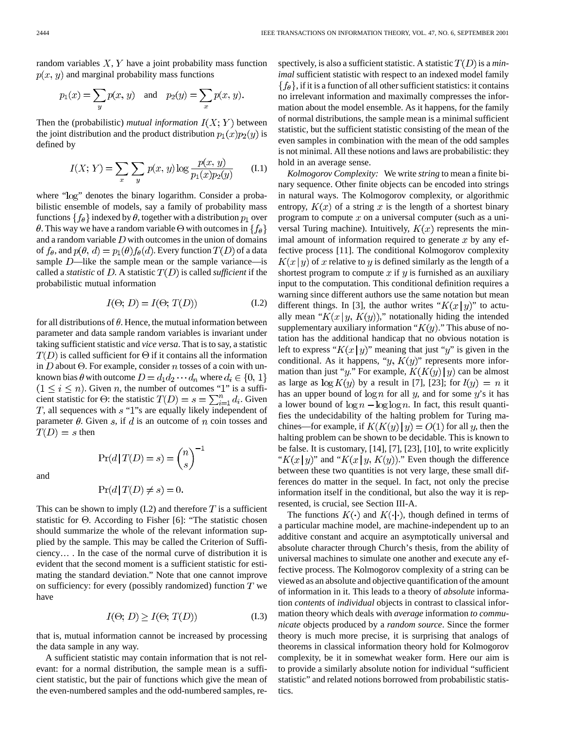random variables $X, Y$ have a joint probability mass function $p(x, y)$ and marginal probability mass functions

$$p_1(x) = \sum_y p(x, y) \quad \text{and} \quad p_2(y) = \sum_x p(x, y).$$

Then the (probabilistic) *mutual information* $I(X; Y)$ between the joint distribution and the product distribution $p_1(x)p_2(y)$ is defined by

$$I(X; Y) = \sum_x \sum_y p(x, y) \log \frac{p(x, y)}{p_1(x)p_2(y)} \tag{I.1}$$

where "log" denotes the binary logarithm. Consider a probabilistic ensemble of models, say a family of probability mass functions $\{f_\theta\}$ indexed by $\theta$, together with a distribution $p_1$ over $\theta$. This way we have a random variable $\Theta$ with outcomes in $\{f_\theta\}$ and a random variable $D$ with outcomes in the union of domains of $f_\theta$, and $p(\theta, d) = p_1(\theta)f_\theta(d)$. Every function $T(D)$ of a data sample $D$—like the sample mean or the sample variance—is called a *statistic* of $D$. A statistic $T(D)$ is called *sufficient* if the probabilistic mutual information

$$I(\Theta; D) = I(\Theta; T(D)) \tag{I.2}$$

for all distributions of $\theta$. Hence, the mutual information between parameter and data sample random variables is invariant under taking sufficient statistic and *vice versa*. That is to say, a statistic $T(D)$ is called sufficient for $\Theta$ if it contains all the information in $D$ about $\Theta$. For example, consider $n$ tosses of a coin with unknown bias $\theta$ with outcome $D = d_1 d_2 \cdots d_n$ where $d_i \in \{0, 1\}$ $(1 \leq i \leq n)$. Given $n$, the number of outcomes "1" is a sufficient statistic for $\Theta$: the statistic $T(D) = s = \sum_{i=1}^n d_i$. Given $T$, all sequences with $s$ "1"s are equally likely independent of parameter $\theta$. Given $s$, if $d$ is an outcome of $n$ coin tosses and $T(D) = s$ then

$$\Pr(d \mid T(D) = s) = \binom{n}{s}^{-1}$$

and

$$\Pr(d \mid T(D) \neq s) = 0.$$

This can be shown to imply (I.2) and therefore $T$ is a sufficient statistic for $\Theta$. According to Fisher [6]: "The statistic chosen should summarize the whole of the relevant information supplied by the sample. This may be called the Criterion of Sufficiency… . In the case of the normal curve of distribution it is evident that the second moment is a sufficient statistic for estimating the standard deviation." Note that one cannot improve on sufficiency: for every (possibly randomized) function $T$ we have

$$I(\Theta; D) \geq I(\Theta; T(D)) \tag{I.3}$$

that is, mutual information cannot be increased by processing the data sample in any way.

A sufficient statistic may contain information that is not relevant: for a normal distribution, the sample mean is a sufficient statistic, but the pair of functions which give the mean of the even-numbered samples and the odd-numbered samples, respectively, is also a sufficient statistic. A statistic $T(D)$ is a *minimal* sufficient statistic with respect to an indexed model family $\{f_\theta\}$, if it is a function of all other sufficient statistics: it contains no irrelevant information and maximally compresses the information about the model ensemble. As it happens, for the family of normal distributions, the sample mean is a minimal sufficient statistic, but the sufficient statistic consisting of the mean of the even samples in combination with the mean of the odd samples is not minimal. All these notions and laws are probabilistic: they hold in an average sense.

*Kolmogorov Complexity:* We write *string* to mean a finite binary sequence. Other finite objects can be encoded into strings in natural ways. The Kolmogorov complexity, or algorithmic entropy, $K(x)$ of a string $x$ is the length of a shortest binary program to compute $x$ on a universal computer (such as a universal Turing machine). Intuitively, $K(x)$ represents the minimal amount of information required to generate $x$ by any effective process [11]. The conditional Kolmogorov complexity $K(x \mid y)$ of $x$ relative to $y$ is defined similarly as the length of a shortest program to compute $x$ if $y$ is furnished as an auxiliary input to the computation. This conditional definition requires a warning since different authors use the same notation but mean different things. In [3], the author writes "$K(x \mid y)$" to actually mean "$K(x \mid y, K(y))$," notationally hiding the intended supplementary auxiliary information "$K(y)$." This abuse of notation has the additional handicap that no obvious notation is left to express "$K(x \mid y)$" meaning that just "$y$" is given in the conditional. As it happens, "$y, K(y)$" represents more information than just "$y$." For example, $K(K(y) \mid y)$ can be almost as large as $\log K(y)$ by a result in [7], [23]; for $l(y) = n$ it has an upper bound of $\log n$ for all $y$, and for some $y$'s it has a lower bound of $\log n - \log \log n$. In fact, this result quantifies the undecidability of the halting problem for Turing machines—for example, if $K(K(y) \mid y) = O(1)$ for all $y$, then the halting problem can be shown to be decidable. This is known to be false. It is customary, [14], [7], [23], [10], to write explicitly "$K(x \mid y)$" and "$K(x \mid y, K(y))$." Even though the difference between these two quantities is not very large, these small differences do matter in the sequel. In fact, not only the precise information itself in the conditional, but also the way it is represented, is crucial, see Section III-A.

The functions $K(\cdot)$ and $K(\cdot \mid \cdot)$, though defined in terms of a particular machine model, are machine-independent up to an additive constant and acquire an asymptotically universal and absolute character through Church's thesis, from the ability of universal machines to simulate one another and execute any effective process. The Kolmogorov complexity of a string can be viewed as an absolute and objective quantification of the amount of information in it. This leads to a theory of *absolute* information *contents* of *individual* objects in contrast to classical information theory which deals with *average* information *to communicate* objects produced by a *random source*. Since the former theory is much more precise, it is surprising that analogs of theorems in classical information theory hold for Kolmogorov complexity, be it in somewhat weaker form. Here our aim is to provide a similarly absolute notion for individual "sufficient statistic" and related notions borrowed from probabilistic statistics.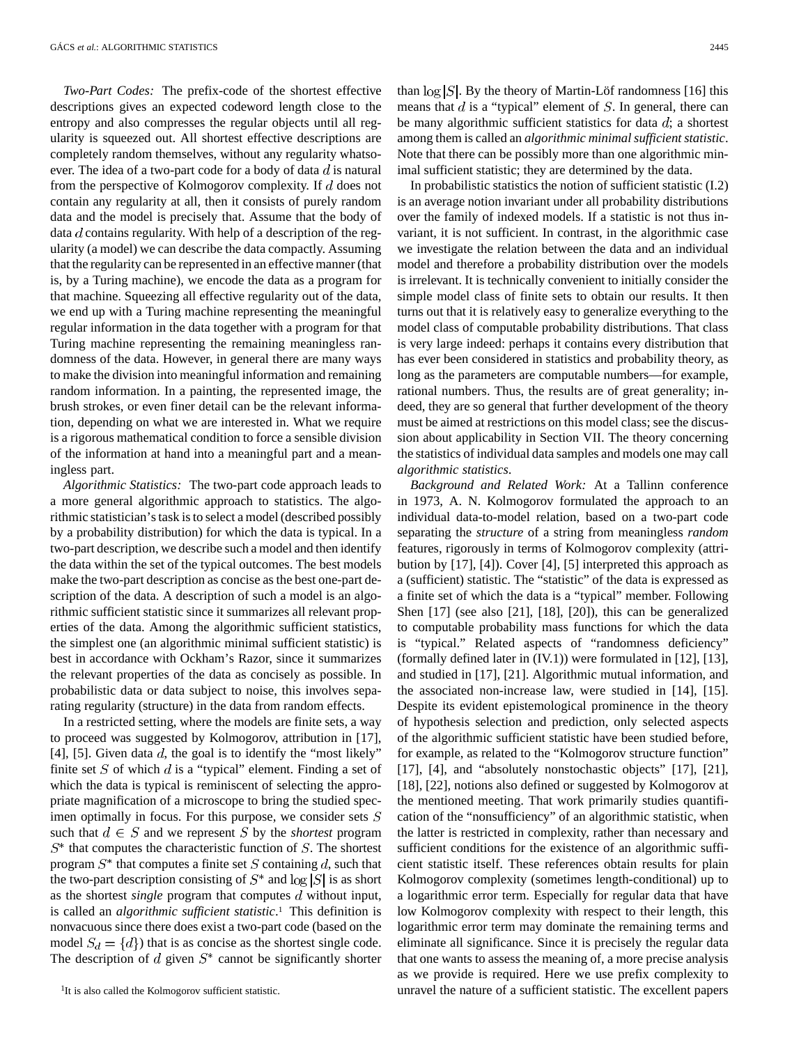*Two-Part Codes:* The prefix-code of the shortest effective descriptions gives an expected codeword length close to the entropy and also compresses the regular objects until all regularity is squeezed out. All shortest effective descriptions are completely random themselves, without any regularity whatsoever. The idea of a two-part code for a body of data $d$ is natural from the perspective of Kolmogorov complexity. If $d$ does not contain any regularity at all, then it consists of purely random data and the model is precisely that. Assume that the body of data $d$ contains regularity. With help of a description of the regularity (a model) we can describe the data compactly. Assuming that the regularity can be represented in an effective manner (that is, by a Turing machine), we encode the data as a program for that machine. Squeezing all effective regularity out of the data, we end up with a Turing machine representing the meaningful regular information in the data together with a program for that Turing machine representing the remaining meaningless randomness of the data. However, in general there are many ways to make the division into meaningful information and remaining random information. In a painting, the represented image, the brush strokes, or even finer detail can be the relevant information, depending on what we are interested in. What we require is a rigorous mathematical condition to force a sensible division of the information at hand into a meaningful part and a meaningless part.

*Algorithmic Statistics:* The two-part code approach leads to a more general algorithmic approach to statistics. The algorithmic statistician's task is to select a model (described possibly by a probability distribution) for which the data is typical. In a two-part description, we describe such a model and then identify the data within the set of the typical outcomes. The best models make the two-part description as concise as the best one-part description of the data. A description of such a model is an algorithmic sufficient statistic since it summarizes all relevant properties of the data. Among the algorithmic sufficient statistics, the simplest one (an algorithmic minimal sufficient statistic) is best in accordance with Ockham's Razor, since it summarizes the relevant properties of the data as concisely as possible. In probabilistic data or data subject to noise, this involves separating regularity (structure) in the data from random effects.

In a restricted setting, where the models are finite sets, a way to proceed was suggested by Kolmogorov, attribution in [17], [4], [5]. Given data $d$, the goal is to identify the "most likely" finite set $S$ of which $d$ is a "typical" element. Finding a set of which the data is typical is reminiscent of selecting the appropriate magnification of a microscope to bring the studied specimen optimally in focus. For this purpose, we consider sets $S$ such that $d \in S$ and we represent $S$ by the *shortest* program $S^*$ that computes the characteristic function of $S$. The shortest program $S^*$ that computes a finite set $S$ containing $d$, such that the two-part description consisting of $S^*$ and $\log|S|$ is as short as the shortest *single* program that computes $d$ without input, is called an *algorithmic sufficient statistic*.[1] This definition is nonvacuous since there does exist a two-part code (based on the model $S_d = \{d\}$) that is as concise as the shortest single code. The description of $d$ given $S^*$ cannot be significantly shorter than $\log|S|$. By the theory of Martin-Löf randomness [16] this means that $d$ is a "typical" element of $S$. In general, there can be many algorithmic sufficient statistics for data $d$; a shortest among them is called an *algorithmic minimal sufficient statistic*. Note that there can be possibly more than one algorithmic minimal sufficient statistic; they are determined by the data.

In probabilistic statistics the notion of sufficient statistic (I.2) is an average notion invariant under all probability distributions over the family of indexed models. If a statistic is not thus invariant, it is not sufficient. In contrast, in the algorithmic case we investigate the relation between the data and an individual model and therefore a probability distribution over the models is irrelevant. It is technically convenient to initially consider the simple model class of finite sets to obtain our results. It then turns out that it is relatively easy to generalize everything to the model class of computable probability distributions. That class is very large indeed: perhaps it contains every distribution that has ever been considered in statistics and probability theory, as long as the parameters are computable numbers—for example, rational numbers. Thus, the results are of great generality; indeed, they are so general that further development of the theory must be aimed at restrictions on this model class; see the discussion about applicability in Section VII. The theory concerning the statistics of individual data samples and models one may call *algorithmic statistics*.

*Background and Related Work:* At a Tallinn conference in 1973, A. N. Kolmogorov formulated the approach to an individual data-to-model relation, based on a two-part code separating the *structure* of a string from meaningless *random* features, rigorously in terms of Kolmogorov complexity (attribution by [17], [4]). Cover [4], [5] interpreted this approach as a (sufficient) statistic. The "statistic" of the data is expressed as a finite set of which the data is a "typical" member. Following Shen [17] (see also [21], [18], [20]), this can be generalized to computable probability mass functions for which the data is "typical." Related aspects of "randomness deficiency" (formally defined later in (IV.1)) were formulated in [12], [13], and studied in [17], [21]. Algorithmic mutual information, and the associated non-increase law, were studied in [14], [15]. Despite its evident epistemological prominence in the theory of hypothesis selection and prediction, only selected aspects of the algorithmic sufficient statistic have been studied before, for example, as related to the "Kolmogorov structure function" [17], [4], and "absolutely nonstochastic objects" [17], [21], [18], [22], notions also defined or suggested by Kolmogorov at the mentioned meeting. That work primarily studies quantification of the "nonsufficiency" of an algorithmic statistic, when the latter is restricted in complexity, rather than necessary and sufficient conditions for the existence of an algorithmic sufficient statistic itself. These references obtain results for plain Kolmogorov complexity (sometimes length-conditional) up to a logarithmic error term. Especially for regular data that have low Kolmogorov complexity with respect to their length, this logarithmic error term may dominate the remaining terms and eliminate all significance. Since it is precisely the regular data that one wants to assess the meaning of, a more precise analysis as we provide is required. Here we use prefix complexity to unravel the nature of a sufficient statistic. The excellent papers

[1] It is also called the Kolmogorov sufficient statistic.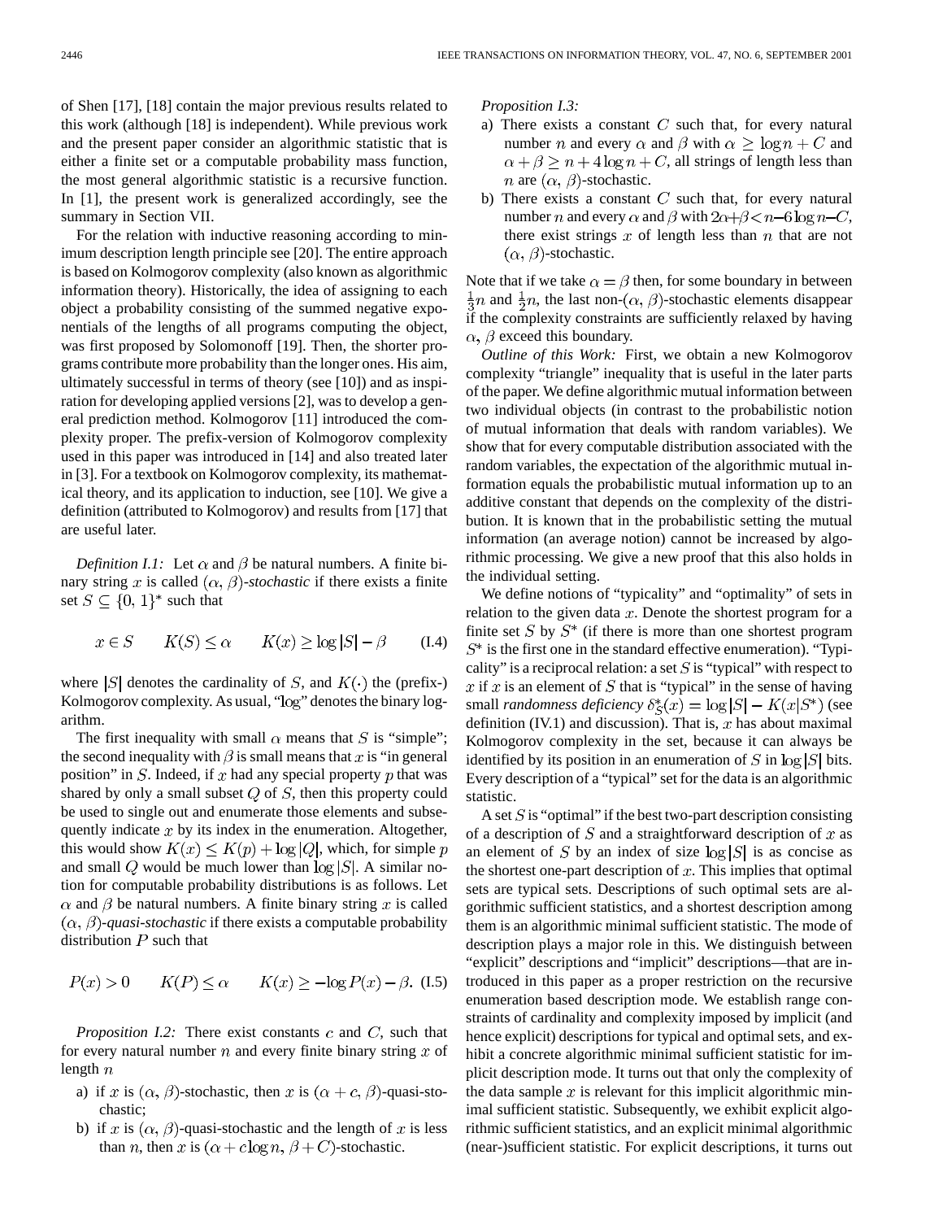of Shen [17], [18] contain the major previous results related to this work (although [18] is independent). While previous work and the present paper consider an algorithmic statistic that is either a finite set or a computable probability mass function, the most general algorithmic statistic is a recursive function. In [1], the present work is generalized accordingly, see the summary in Section VII.

For the relation with inductive reasoning according to minimum description length principle see [20]. The entire approach is based on Kolmogorov complexity (also known as algorithmic information theory). Historically, the idea of assigning to each object a probability consisting of the summed negative exponentials of the lengths of all programs computing the object, was first proposed by Solomonoff [19]. Then, the shorter programs contribute more probability than the longer ones. His aim, ultimately successful in terms of theory (see [10]) and as inspiration for developing applied versions [2], was to develop a general prediction method. Kolmogorov [11] introduced the complexity proper. The prefix-version of Kolmogorov complexity used in this paper was introduced in [14] and also treated later in [3]. For a textbook on Kolmogorov complexity, its mathematical theory, and its application to induction, see [10]. We give a definition (attributed to Kolmogorov) and results from [17] that are useful later.

*Definition I.1:* Let $\alpha$ and $\beta$ be natural numbers. A finite binary string $x$ is called *$(\alpha, \beta)$-stochastic* if there exists a finite set $S \subseteq \{0, 1\}^*$ such that

$$x \in S \qquad K(S) \le \alpha \qquad K(x) \ge \log |S| - \beta \tag{I.4}$$

where $|S|$ denotes the cardinality of $S$, and $K(\cdot)$ the (prefix-) Kolmogorov complexity. As usual, "$\log$" denotes the binary logarithm.

The first inequality with small $\alpha$ means that $S$ is "simple"; the second inequality with $\beta$ is small means that $x$ is "in general position" in $S$. Indeed, if $x$ had any special property $p$ that was shared by only a small subset $Q$ of $S$, then this property could be used to single out and enumerate those elements and subsequently indicate $x$ by its index in the enumeration. Altogether, this would show $K(x) \le K(p) + \log |Q|$, which, for simple $p$ and small $Q$ would be much lower than $\log |S|$. A similar notion for computable probability distributions is as follows. Let $\alpha$ and $\beta$ be natural numbers. A finite binary string $x$ is called *$(\alpha, \beta)$-quasi-stochastic* if there exists a computable probability distribution $P$ such that

$$P(x) > 0 \qquad K(P) \le \alpha \qquad K(x) \ge -\log P(x) - \beta. \tag{I.5}$$

*Proposition I.2:* There exist constants $c$ and $C$, such that for every natural number $n$ and every finite binary string $x$ of length $n$

a) if $x$ is $(\alpha, \beta)$-stochastic, then $x$ is $(\alpha + c, \beta)$-quasi-stochastic;
b) if $x$ is $(\alpha, \beta)$-quasi-stochastic and the length of $x$ is less than $n$, then $x$ is $(\alpha + c \log n, \beta + C)$-stochastic.

*Proposition I.3:*

a) There exists a constant $C$ such that, for every natural number $n$ and every $\alpha$ and $\beta$ with $\alpha \ge \log n + C$ and $\alpha + \beta \ge n + 4 \log n + C$, all strings of length less than $n$ are $(\alpha, \beta)$-stochastic.
b) There exists a constant $C$ such that, for every natural number $n$ and every $\alpha$ and $\beta$ with $2\alpha + \beta < n - 6 \log n - C$, there exist strings $x$ of length less than $n$ that are not $(\alpha, \beta)$-stochastic.

Note that if we take $\alpha = \beta$ then, for some boundary in between $\frac{1}{3}n$ and $\frac{1}{2}n$, the last non-$(\alpha, \beta)$-stochastic elements disappear if the complexity constraints are sufficiently relaxed by having $\alpha, \beta$ exceed this boundary.

*Outline of this Work:* First, we obtain a new Kolmogorov complexity "triangle" inequality that is useful in the later parts of the paper. We define algorithmic mutual information between two individual objects (in contrast to the probabilistic notion of mutual information that deals with random variables). We show that for every computable distribution associated with the random variables, the expectation of the algorithmic mutual information equals the probabilistic mutual information up to an additive constant that depends on the complexity of the distribution. It is known that in the probabilistic setting the mutual information (an average notion) cannot be increased by algorithmic processing. We give a new proof that this also holds in the individual setting.

We define notions of "typicality" and "optimality" of sets in relation to the given data $x$. Denote the shortest program for a finite set $S$ by $S^*$ (if there is more than one shortest program $S^*$ is the first one in the standard effective enumeration). "Typicality" is a reciprocal relation: a set $S$ is "typical" with respect to $x$ if $x$ is an element of $S$ that is "typical" in the sense of having small *randomness deficiency* $\delta_S^*(x) = \log |S| - K(x|S^*)$ (see definition (IV.1) and discussion). That is, $x$ has about maximal Kolmogorov complexity in the set, because it can always be identified by its position in an enumeration of $S$ in $\log |S|$ bits. Every description of a "typical" set for the data is an algorithmic statistic.

A set $S$ is "optimal" if the best two-part description consisting of a description of $S$ and a straightforward description of $x$ as an element of $S$ by an index of size $\log |S|$ is as concise as the shortest one-part description of $x$. This implies that optimal sets are typical sets. Descriptions of such optimal sets are algorithmic sufficient statistics, and a shortest description among them is an algorithmic minimal sufficient statistic. The mode of description plays a major role in this. We distinguish between "explicit" descriptions and "implicit" descriptions—that are introduced in this paper as a proper restriction on the recursive enumeration based description mode. We establish range constraints of cardinality and complexity imposed by implicit (and hence explicit) descriptions for typical and optimal sets, and exhibit a concrete algorithmic minimal sufficient statistic for implicit description mode. It turns out that only the complexity of the data sample $x$ is relevant for this implicit algorithmic minimal sufficient statistic. Subsequently, we exhibit explicit algorithmic sufficient statistics, and an explicit minimal algorithmic (near-)sufficient statistic. For explicit descriptions, it turns out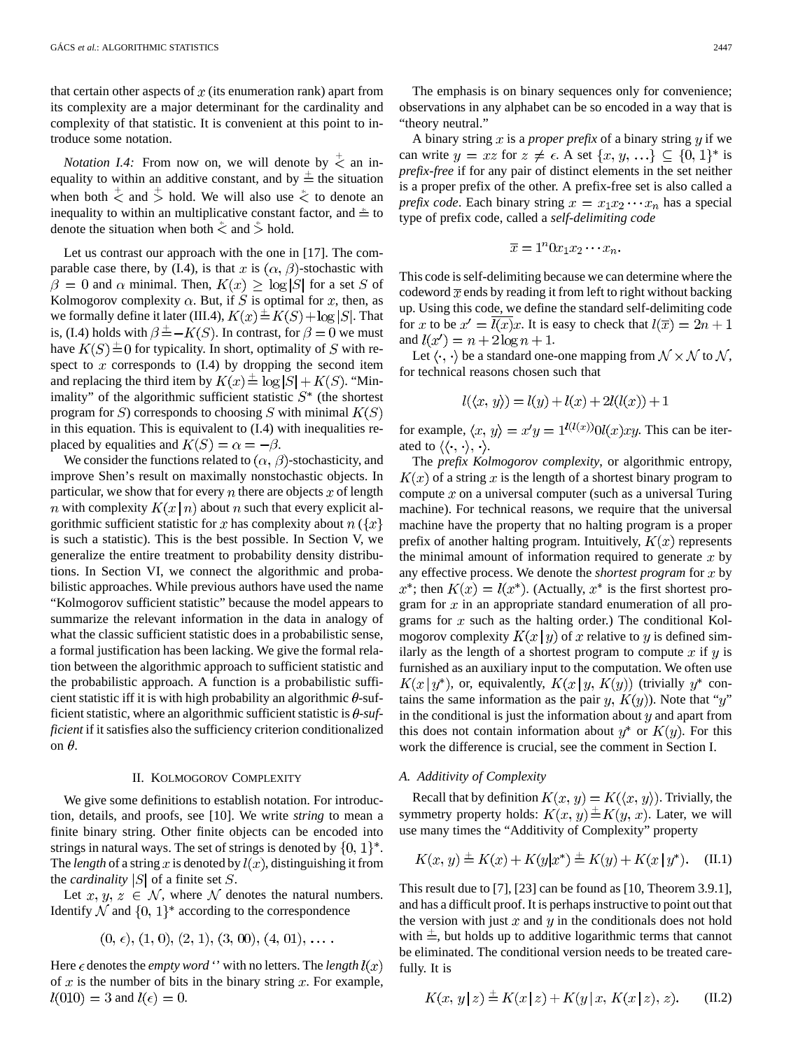that certain other aspects of $x$ (its enumeration rank) apart from its complexity are a major determinant for the cardinality and complexity of that statistic. It is convenient at this point to introduce some notation.

*Notation I.4:* From now on, we will denote by $\overset{+}{<}$ an inequality to within an additive constant, and by $\overset{+}{=}$ the situation when both $\overset{+}{<}$ and $\overset{+}{>}$ hold. We will also use $\overset{*}{<}$ to denote an inequality to within an multiplicative constant factor, and $\overset{*}{=}$ to denote the situation when both $\overset{*}{<}$ and $\overset{*}{>}$ hold.

Let us contrast our approach with the one in [17]. The comparable case there, by (I.4), is that $x$ is $(\alpha, \beta)$-stochastic with $\beta = 0$ and $\alpha$ minimal. Then, $K(x) \geq \log|S|$ for a set $S$ of Kolmogorov complexity $\alpha$. But, if $S$ is optimal for $x$, then, as we formally define it later (III.4), $K(x) \overset{+}{=} K(S) + \log|S|$. That is, (I.4) holds with $\beta \overset{+}{=} -K(S)$. In contrast, for $\beta = 0$ we must have $K(S) \overset{+}{=} 0$ for typicality. In short, optimality of $S$ with respect to $x$ corresponds to (I.4) by dropping the second item and replacing the third item by $K(x) \overset{+}{=} \log|S| + K(S)$. "Minimality" of the algorithmic sufficient statistic $S^*$ (the shortest program for $S$) corresponds to choosing $S$ with minimal $K(S)$ in this equation. This is equivalent to (I.4) with inequalities replaced by equalities and $K(S) = \alpha = -\beta$.

We consider the functions related to $(\alpha, \beta)$-stochasticity, and improve Shen's result on maximally nonstochastic objects. In particular, we show that for every $n$ there are objects $x$ of length $n$ with complexity $K(x \mid n)$ about $n$ such that every explicit algorithmic sufficient statistic for $x$ has complexity about $n$ ($\{x\}$ is such a statistic). This is the best possible. In Section V, we generalize the entire treatment to probability density distributions. In Section VI, we connect the algorithmic and probabilistic approaches. While previous authors have used the name "Kolmogorov sufficient statistic" because the model appears to summarize the relevant information in the data in analogy of what the classic sufficient statistic does in a probabilistic sense, a formal justification has been lacking. We give the formal relation between the algorithmic approach to sufficient statistic and the probabilistic approach. A function is a probabilistic sufficient statistic iff it is with high probability an algorithmic $\theta$-sufficient statistic, where an algorithmic sufficient statistic is *$\theta$-sufficient* if it satisfies also the sufficiency criterion conditionalized on $\theta$.

## II. Kolmogorov Complexity

We give some definitions to establish notation. For introduction, details, and proofs, see [10]. We write *string* to mean a finite binary string. Other finite objects can be encoded into strings in natural ways. The set of strings is denoted by $\{0, 1\}^*$. The *length* of a string $x$ is denoted by $l(x)$, distinguishing it from the *cardinality* $|S|$ of a finite set $S$.

Let $x, y, z \in \mathcal{N}$, where $\mathcal{N}$ denotes the natural numbers. Identify $\mathcal{N}$ and $\{0, 1\}^*$ according to the correspondence

$$(0, \epsilon), (1, 0), (2, 1), (3, 00), (4, 01), \ldots.$$

Here $\epsilon$ denotes the *empty word* '' with no letters. The *length* $l(x)$ of $x$ is the number of bits in the binary string $x$. For example, $l(010) = 3$ and $l(\epsilon) = 0$.

The emphasis is on binary sequences only for convenience; observations in any alphabet can be so encoded in a way that is "theory neutral."

A binary string $x$ is a *proper prefix* of a binary string $y$ if we can write $y = xz$ for $z \neq \epsilon$. A set $\{x, y, \ldots\} \subseteq \{0, 1\}^*$ is *prefix-free* if for any pair of distinct elements in the set neither is a proper prefix of the other. A prefix-free set is also called a *prefix code*. Each binary string $x = x_1 x_2 \cdots x_n$ has a special type of prefix code, called a *self-delimiting code*

$$\overline{x} = 1^n 0 x_1 x_2 \cdots x_n.$$

This code is self-delimiting because we can determine where the codeword $\overline{x}$ ends by reading it from left to right without backing up. Using this code, we define the standard self-delimiting code for $x$ to be $x' = \overline{l(x)}x$. It is easy to check that $l(\overline{x}) = 2n + 1$ and $l(x') = n + 2\log n + 1$.

Let $\langle \cdot, \cdot \rangle$ be a standard one-one mapping from $\mathcal{N} \times \mathcal{N}$ to $\mathcal{N}$, for technical reasons chosen such that

$$l(\langle x, y \rangle) = l(y) + l(x) + 2l(l(x)) + 1$$

for example, $\langle x, y \rangle = x'y = 1^{l(l(x))}0l(x)xy$. This can be iterated to $\langle \langle \cdot, \cdot \rangle, \cdot \rangle$.

The *prefix Kolmogorov complexity*, or algorithmic entropy, $K(x)$ of a string $x$ is the length of a shortest binary program to compute $x$ on a universal computer (such as a universal Turing machine). For technical reasons, we require that the universal machine have the property that no halting program is a proper prefix of another halting program. Intuitively, $K(x)$ represents the minimal amount of information required to generate $x$ by any effective process. We denote the *shortest program* for $x$ by $x^*$; then $K(x) = l(x^*)$. (Actually, $x^*$ is the first shortest program for $x$ in an appropriate standard enumeration of all programs for $x$ such as the halting order.) The conditional Kolmogorov complexity $K(x \mid y)$ of $x$ relative to $y$ is defined similarly as the length of a shortest program to compute $x$ if $y$ is furnished as an auxiliary input to the computation. We often use $K(x \mid y^*)$, or, equivalently, $K(x \mid y, K(y))$ (trivially $y^*$ contains the same information as the pair $y, K(y)$). Note that "$y$" in the conditional is just the information about $y$ and apart from this does not contain information about $y^*$ or $K(y)$. For this work the difference is crucial, see the comment in Section I.

### A. Additivity of Complexity

Recall that by definition $K(x, y) = K(\langle x, y \rangle)$. Trivially, the symmetry property holds: $K(x, y) \overset{+}{=} K(y, x)$. Later, we will use many times the "Additivity of Complexity" property

$$K(x, y) \overset{+}{=} K(x) + K(y|x^*) \overset{+}{=} K(y) + K(x \mid y^*). \qquad \text{(II.1)}$$

This result due to [7], [23] can be found as [10, Theorem 3.9.1], and has a difficult proof. It is perhaps instructive to point out that the version with just $x$ and $y$ in the conditionals does not hold with $\overset{+}{=}$, but holds up to additive logarithmic terms that cannot be eliminated. The conditional version needs to be treated carefully. It is

$$K(x, y \mid z) \overset{+}{=} K(x \mid z) + K(y \mid x, K(x \mid z), z). \qquad \text{(II.2)}$$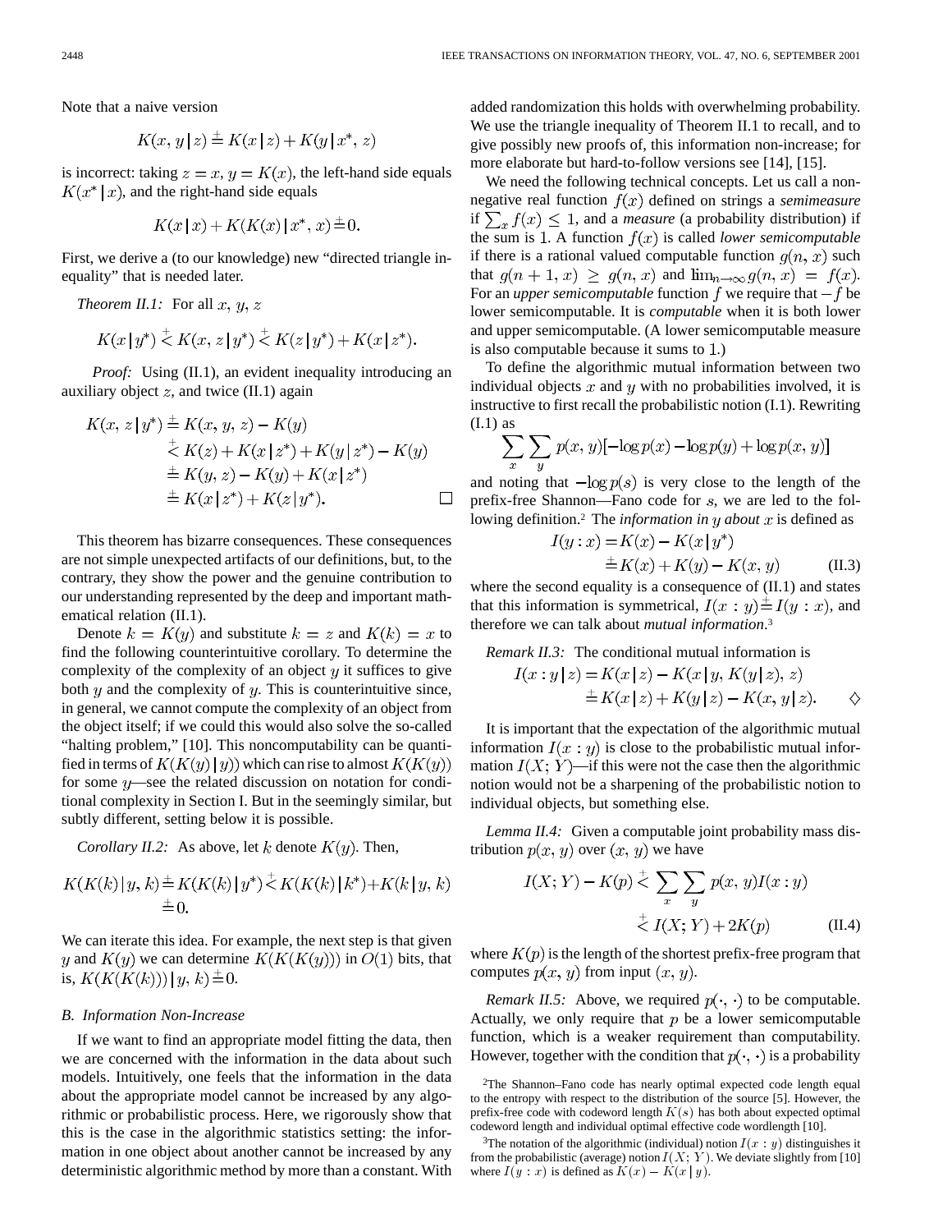Note that a naive version

$$K(x, y \mid z) \stackrel{+}{=} K(x \mid z) + K(y \mid x^*, z)$$

is incorrect: taking $z = x$, $y = K(x)$, the left-hand side equals $K(x^* \mid x)$, and the right-hand side equals

$$K(x \mid x) + K(K(x) \mid x^*, x) \stackrel{+}{=} 0.$$

First, we derive a (to our knowledge) new "directed triangle inequality" that is needed later.

*Theorem II.1:* For all $x$, $y$, $z$

$$K(x \mid y^*) \stackrel{+}{<} K(x, z \mid y^*) \stackrel{+}{<} K(z \mid y^*) + K(x \mid z^*).$$

*Proof:* Using (II.1), an evident inequality introducing an auxiliary object $z$, and twice (II.1) again

$$\begin{aligned} K(x, z \mid y^*) &\stackrel{+}{=} K(x, y, z) - K(y) \\ &\stackrel{+}{<} K(z) + K(x \mid z^*) + K(y \mid z^*) - K(y) \\ &\stackrel{+}{=} K(y, z) - K(y) + K(x \mid z^*) \\ &\stackrel{+}{=} K(x \mid z^*) + K(z \mid y^*). \end{aligned}$$

□

This theorem has bizarre consequences. These consequences are not simple unexpected artifacts of our definitions, but, to the contrary, they show the power and the genuine contribution to our understanding represented by the deep and important mathematical relation (II.1).

Denote $k = K(y)$ and substitute $k = z$ and $K(k) = x$ to find the following counterintuitive corollary. To determine the complexity of the complexity of an object $y$ it suffices to give both $y$ and the complexity of $y$. This is counterintuitive since, in general, we cannot compute the complexity of an object from the object itself; if we could this would also solve the so-called "halting problem," [10]. This noncomputability can be quantified in terms of $K(K(y) \mid y)$ which can rise to almost $K(K(y))$ for some $y$—see the related discussion on notation for conditional complexity in Section I. But in the seemingly similar, but subtly different, setting below it is possible.

*Corollary II.2:* As above, let $k$ denote $K(y)$. Then,

$$K(K(k) \mid y, k) \stackrel{+}{=} K(K(k) \mid y^*) \stackrel{+}{<} K(K(k) \mid k^*) + K(k \mid y, k) \stackrel{+}{=} 0.$$

We can iterate this idea. For example, the next step is that given $y$ and $K(y)$ we can determine $K(K(K(y)))$ in $O(1)$ bits, that is, $K(K(K(k))) \mid y, k) \stackrel{+}{=} 0$.

### B. Information Non-Increase

If we want to find an appropriate model fitting the data, then we are concerned with the information in the data about such models. Intuitively, one feels that the information in the data about the appropriate model cannot be increased by any algorithmic or probabilistic process. Here, we rigorously show that this is the case in the algorithmic statistics setting: the information in one object about another cannot be increased by any deterministic algorithmic method by more than a constant. With added randomization this holds with overwhelming probability. We use the triangle inequality of Theorem II.1 to recall, and to give possibly new proofs of, this information non-increase; for more elaborate but hard-to-follow versions see [14], [15].

We need the following technical concepts. Let us call a nonnegative real function $f(x)$ defined on strings a *semimeasure* if $\sum_x f(x) \leq 1$, and a *measure* (a probability distribution) if the sum is 1. A function $f(x)$ is called *lower semicomputable* if there is a rational valued computable function $g(n, x)$ such that $g(n+1, x) \geq g(n, x)$ and $\lim_{n \to \infty} g(n, x) = f(x)$. For an *upper semicomputable* function $f$ we require that $-f$ be lower semicomputable. It is *computable* when it is both lower and upper semicomputable. (A lower semicomputable measure is also computable because it sums to 1.)

To define the algorithmic mutual information between two individual objects $x$ and $y$ with no probabilities involved, it is instructive to first recall the probabilistic notion (I.1). Rewriting (I.1) as

$$\sum_x \sum_y p(x, y)[-\log p(x) - \log p(y) + \log p(x, y)]$$

and noting that $-\log p(s)$ is very close to the length of the prefix-free Shannon—Fano code for $s$, we are led to the following definition.[2] The *information in $y$ about $x$* is defined as

$$\begin{aligned} I(y : x) &= K(x) - K(x \mid y^*) \\ &\stackrel{+}{=} K(x) + K(y) - K(x, y) \end{aligned} \tag{II.3}$$

where the second equality is a consequence of (II.1) and states that this information is symmetrical, $I(x : y) \stackrel{+}{=} I(y : x)$, and therefore we can talk about *mutual information*.[3]

*Remark II.3:* The conditional mutual information is

$$\begin{aligned} I(x : y \mid z) &= K(x \mid z) - K(x \mid y, K(y \mid z), z) \\ &\stackrel{+}{=} K(x \mid z) + K(y \mid z) - K(x, y \mid z). \end{aligned}$$

◇

It is important that the expectation of the algorithmic mutual information $I(x : y)$ is close to the probabilistic mutual information $I(X; Y)$—if this were not the case then the algorithmic notion would not be a sharpening of the probabilistic notion to individual objects, but something else.

*Lemma II.4:* Given a computable joint probability mass distribution $p(x, y)$ over $(x, y)$ we have

$$\begin{aligned} I(X; Y) - K(p) &\stackrel{+}{<} \sum_x \sum_y p(x, y) I(x : y) \\ &\stackrel{+}{<} I(X; Y) + 2K(p) \end{aligned} \tag{II.4}$$

where $K(p)$ is the length of the shortest prefix-free program that computes $p(x, y)$ from input $(x, y)$.

*Remark II.5:* Above, we required $p(\cdot, \cdot)$ to be computable. Actually, we only require that $p$ be a lower semicomputable function, which is a weaker requirement than computability. However, together with the condition that $p(\cdot, \cdot)$ is a probability

---

[2] The Shannon–Fano code has nearly optimal expected code length equal to the entropy with respect to the distribution of the source [5]. However, the prefix-free code with codeword length $K(s)$ has both about expected optimal codeword length and individual optimal effective code wordlength [10].

[3] The notation of the algorithmic (individual) notion $I(x : y)$ distinguishes it from the probabilistic (average) notion $I(X; Y)$. We deviate slightly from [10] where $I(y : x)$ is defined as $K(x) - K(x \mid y)$.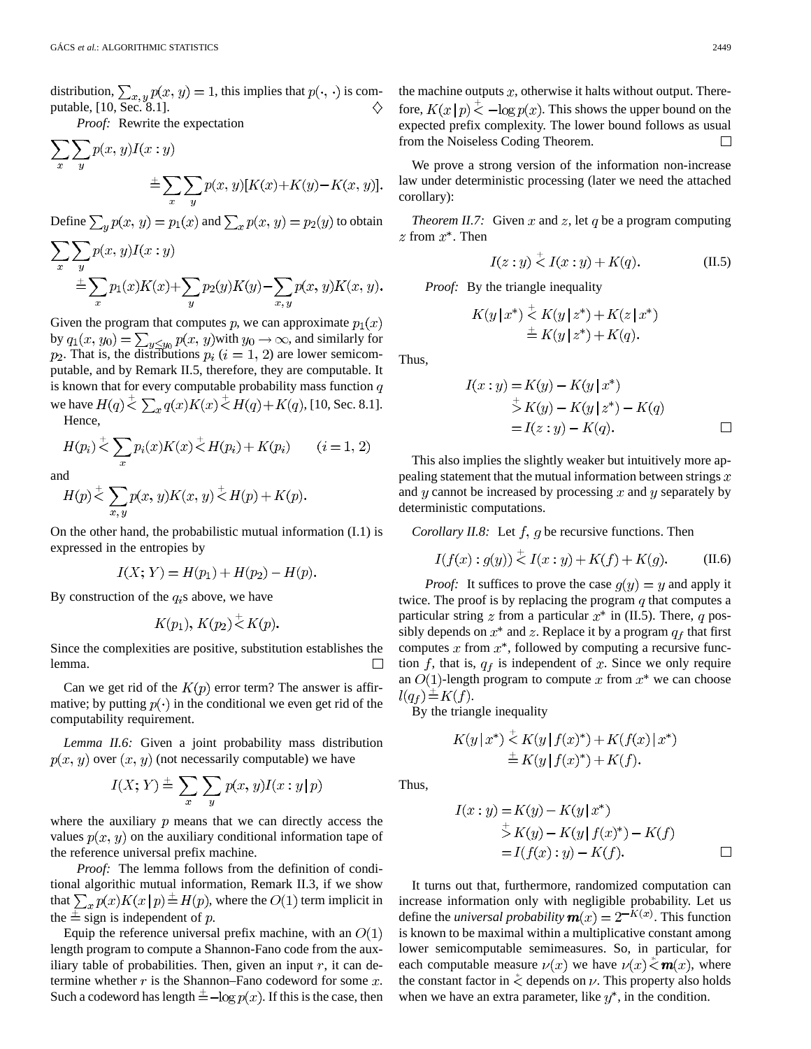distribution, $\sum_{x,y} p(x,y) = 1$, this implies that $p(\cdot,\cdot)$ is computable, [10, Sec. 8.1]. $\diamondsuit$

*Proof:* Rewrite the expectation

$$\sum_x \sum_y p(x,y) I(x:y) \stackrel{+}{=} \sum_x \sum_y p(x,y)[K(x)+K(y)-K(x,y)].$$

Define $\sum_y p(x,y) = p_1(x)$ and $\sum_x p(x,y) = p_2(y)$ to obtain

$$\sum_x \sum_y p(x,y) I(x:y) \stackrel{+}{=} \sum_x p_1(x)K(x) + \sum_y p_2(y)K(y) - \sum_{x,y} p(x,y)K(x,y).$$

Given the program that computes $p$, we can approximate $p_1(x)$ by $q_1(x, y_0) = \sum_{y \le y_0} p(x,y)$ with $y_0 \to \infty$, and similarly for $p_2$. That is, the distributions $p_i$ $(i = 1, 2)$ are lower semicomputable, and by Remark II.5, therefore, they are computable. It is known that for every computable probability mass function $q$ we have $H(q) \stackrel{+}{<} \sum_x q(x)K(x) \stackrel{+}{<} H(q) + K(q)$, [10, Sec. 8.1].

Hence,

$$H(p_i) \stackrel{+}{<} \sum_x p_i(x)K(x) \stackrel{+}{<} H(p_i) + K(p_i) \qquad (i = 1, 2)$$

and

$$H(p) \stackrel{+}{<} \sum_{x,y} p(x,y)K(x,y) \stackrel{+}{<} H(p) + K(p).$$

On the other hand, the probabilistic mutual information (I.1) is expressed in the entropies by

$$I(X;Y) = H(p_1) + H(p_2) - H(p).$$

By construction of the $q_i$s above, we have

$$K(p_1), K(p_2) \stackrel{+}{<} K(p).$$

Since the complexities are positive, substitution establishes the lemma. $\square$

Can we get rid of the $K(p)$ error term? The answer is affirmative; by putting $p(\cdot)$ in the conditional we even get rid of the computability requirement.

*Lemma II.6:* Given a joint probability mass distribution $p(x,y)$ over $(x,y)$ (not necessarily computable) we have

$$I(X;Y) \stackrel{+}{=} \sum_x \sum_y p(x,y) I(x:y \mid p)$$

where the auxiliary $p$ means that we can directly access the values $p(x,y)$ on the auxiliary conditional information tape of the reference universal prefix machine.

*Proof:* The lemma follows from the definition of conditional algorithmic mutual information, Remark II.3, if we show that $\sum_x p(x)K(x \mid p) \stackrel{+}{=} H(p)$, where the $O(1)$ term implicit in the $\stackrel{+}{=}$ sign is independent of $p$.

Equip the reference universal prefix machine, with an $O(1)$ length program to compute a Shannon-Fano code from the auxiliary table of probabilities. Then, given an input $r$, it can determine whether $r$ is the Shannon–Fano codeword for some $x$. Such a codeword has length $\stackrel{+}{=} -\log p(x)$. If this is the case, then the machine outputs $x$, otherwise it halts without output. Therefore, $K(x \mid p) \stackrel{+}{<} -\log p(x)$. This shows the upper bound on the expected prefix complexity. The lower bound follows as usual from the Noiseless Coding Theorem. $\square$

We prove a strong version of the information non-increase law under deterministic processing (later we need the attached corollary):

*Theorem II.7:* Given $x$ and $z$, let $q$ be a program computing $z$ from $x^*$. Then

$$I(z:y) \stackrel{+}{<} I(x:y) + K(q). \tag{II.5}$$

*Proof:* By the triangle inequality

$$\begin{aligned} K(y \mid x^*) &\stackrel{+}{<} K(y \mid z^*) + K(z \mid x^*) \\ &\stackrel{+}{=} K(y \mid z^*) + K(q). \end{aligned}$$

Thus,

$$\begin{aligned} I(x:y) &= K(y) - K(y \mid x^*) \\ &\stackrel{+}{>} K(y) - K(y \mid z^*) - K(q) \\ &= I(z:y) - K(q). \end{aligned}$$

$\square$

This also implies the slightly weaker but intuitively more appealing statement that the mutual information between strings $x$ and $y$ cannot be increased by processing $x$ and $y$ separately by deterministic computations.

*Corollary II.8:* Let $f$, $g$ be recursive functions. Then

$$I(f(x):g(y)) \stackrel{+}{<} I(x:y) + K(f) + K(g). \tag{II.6}$$

*Proof:* It suffices to prove the case $g(y) = y$ and apply it twice. The proof is by replacing the program $q$ that computes a particular string $z$ from a particular $x^*$ in (II.5). There, $q$ possibly depends on $x^*$ and $z$. Replace it by a program $q_f$ that first computes $x$ from $x^*$, followed by computing a recursive function $f$, that is, $q_f$ is independent of $x$. Since we only require an $O(1)$-length program to compute $x$ from $x^*$ we can choose $l(q_f) \stackrel{+}{=} K(f)$.

By the triangle inequality

$$\begin{aligned} K(y \mid x^*) &\stackrel{+}{<} K(y \mid f(x)^*) + K(f(x) \mid x^*) \\ &\stackrel{+}{=} K(y \mid f(x)^*) + K(f). \end{aligned}$$

Thus,

$$\begin{aligned} I(x:y) &= K(y) - K(y \mid x^*) \\ &\stackrel{+}{>} K(y) - K(y \mid f(x)^*) - K(f) \\ &= I(f(x):y) - K(f). \end{aligned}$$

$\square$

It turns out that, furthermore, randomized computation can increase information only with negligible probability. Let us define the *universal probability* $\boldsymbol{m}(x) = 2^{-K(x)}$. This function is known to be maximal within a multiplicative constant among lower semicomputable semimeasures. So, in particular, for each computable measure $\nu(x)$ we have $\nu(x) \stackrel{*}{<} \boldsymbol{m}(x)$, where the constant factor in $\stackrel{*}{<}$ depends on $\nu$. This property also holds when we have an extra parameter, like $y^*$, in the condition.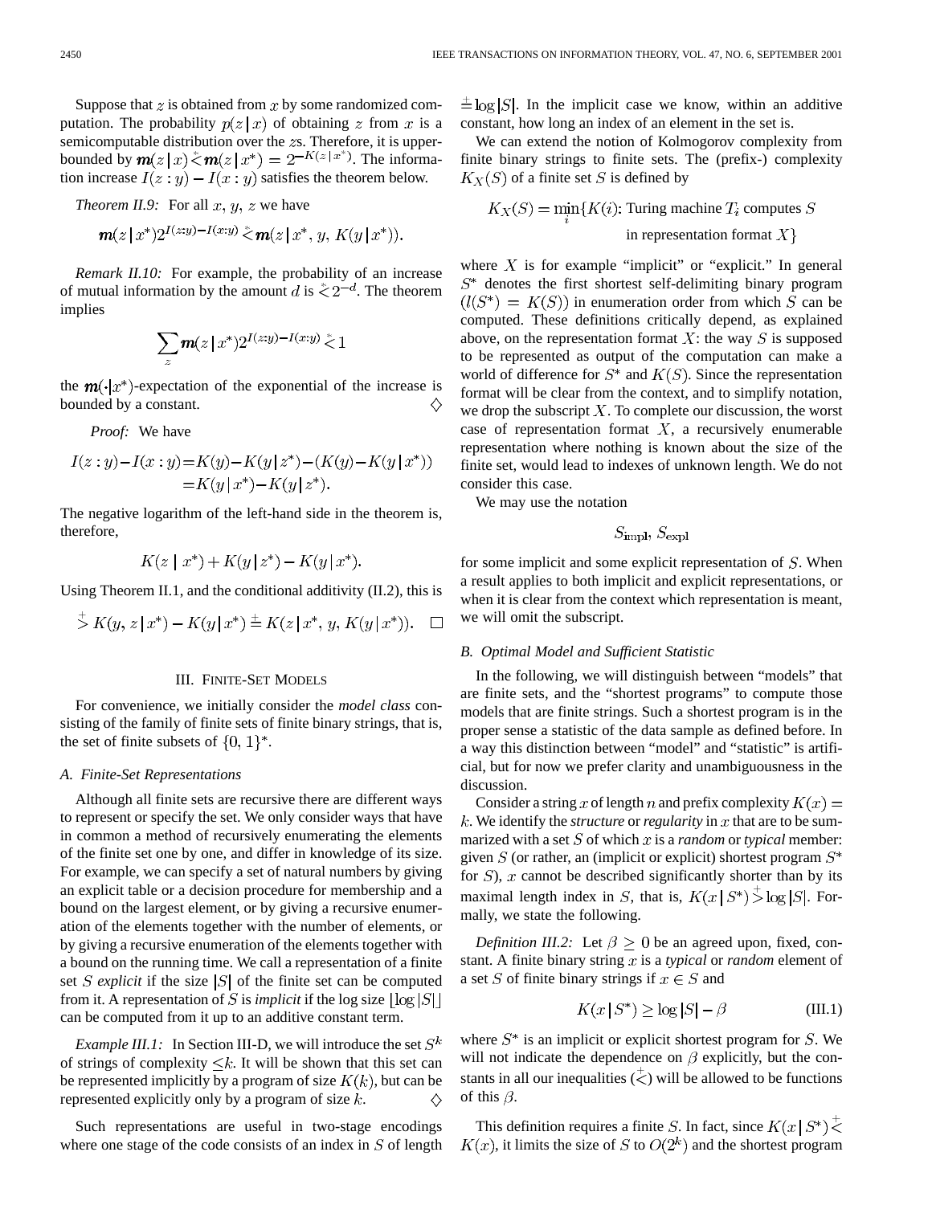Suppose that $z$ is obtained from $x$ by some randomized computation. The probability $p(z \mid x)$ of obtaining $z$ from $x$ is a semicomputable distribution over the $z$s. Therefore, it is upperbounded by $\boldsymbol{m}(z \mid x) \stackrel{*}{<} \boldsymbol{m}(z \mid x^*) = 2^{-K(z \mid x^*)}$. The information increase $I(z : y) - I(x : y)$ satisfies the theorem below.

*Theorem II.9:* For all $x$, $y$, $z$ we have

$$\boldsymbol{m}(z \mid x^*) 2^{I(z:y) - I(x:y)} \stackrel{*}{<} \boldsymbol{m}(z \mid x^*, y, K(y \mid x^*)).$$

*Remark II.10:* For example, the probability of an increase of mutual information by the amount $d$ is $\stackrel{*}{<} 2^{-d}$. The theorem implies

$$\sum_z \boldsymbol{m}(z \mid x^*) 2^{I(z:y) - I(x:y)} \stackrel{*}{<} 1$$

the $\boldsymbol{m}(\cdot \mid x^*)$-expectation of the exponential of the increase is bounded by a constant. $\diamondsuit$

*Proof:* We have

$$\begin{aligned} I(z : y) - I(x : y) &= K(y) - K(y \mid z^*) - (K(y) - K(y \mid x^*)) \\ &= K(y \mid x^*) - K(y \mid z^*). \end{aligned}$$

The negative logarithm of the left-hand side in the theorem is, therefore,

$$K(z \mid x^*) + K(y \mid z^*) - K(y \mid x^*).$$

Using Theorem II.1, and the conditional additivity (II.2), this is

$$\stackrel{+}{>} K(y, z \mid x^*) - K(y \mid x^*) \stackrel{+}{=} K(z \mid x^*, y, K(y \mid x^*)). \quad \square$$

## III. Finite-Set Models

For convenience, we initially consider the *model class* consisting of the family of finite sets of finite binary strings, that is, the set of finite subsets of $\{0, 1\}^*$.

### A. Finite-Set Representations

Although all finite sets are recursive there are different ways to represent or specify the set. We only consider ways that have in common a method of recursively enumerating the elements of the finite set one by one, and differ in knowledge of its size. For example, we can specify a set of natural numbers by giving an explicit table or a decision procedure for membership and a bound on the largest element, or by giving a recursive enumeration of the elements together with the number of elements, or by giving a recursive enumeration of the elements together with a bound on the running time. We call a representation of a finite set $S$ *explicit* if the size $|S|$ of the finite set can be computed from it. A representation of $S$ is *implicit* if the log size $\lfloor \log |S| \rfloor$ can be computed from it up to an additive constant term.

*Example III.1:* In Section III-D, we will introduce the set $S^k$ of strings of complexity $\leq k$. It will be shown that this set can be represented implicitly by a program of size $K(k)$, but can be represented explicitly only by a program of size $k$. $\diamondsuit$

Such representations are useful in two-stage encodings where one stage of the code consists of an index in $S$ of length $\stackrel{+}{=} \log |S|$. In the implicit case we know, within an additive constant, how long an index of an element in the set is.

We can extend the notion of Kolmogorov complexity from finite binary strings to finite sets. The (prefix-) complexity $K_X(S)$ of a finite set $S$ is defined by

$$K_X(S) = \min_i \{K(i) : \text{Turing machine } T_i \text{ computes } S \text{ in representation format } X\}$$

where $X$ is for example "implicit" or "explicit." In general $S^*$ denotes the first shortest self-delimiting binary program $(l(S^*) = K(S))$ in enumeration order from which $S$ can be computed. These definitions critically depend, as explained above, on the representation format $X$: the way $S$ is supposed to be represented as output of the computation can make a world of difference for $S^*$ and $K(S)$. Since the representation format will be clear from the context, and to simplify notation, we drop the subscript $X$. To complete our discussion, the worst case of representation format $X$, a recursively enumerable representation where nothing is known about the size of the finite set, would lead to indexes of unknown length. We do not consider this case.

We may use the notation

$$S_{\text{impl}}, S_{\text{expl}}$$

for some implicit and some explicit representation of $S$. When a result applies to both implicit and explicit representations, or when it is clear from the context which representation is meant, we will omit the subscript.

### B. Optimal Model and Sufficient Statistic

In the following, we will distinguish between "models" that are finite sets, and the "shortest programs" to compute those models that are finite strings. Such a shortest program is in the proper sense a statistic of the data sample as defined before. In a way this distinction between "model" and "statistic" is artificial, but for now we prefer clarity and unambiguousness in the discussion.

Consider a string $x$ of length $n$ and prefix complexity $K(x) = k$. We identify the *structure* or *regularity* in $x$ that are to be summarized with a set $S$ of which $x$ is a *random* or *typical* member: given $S$ (or rather, an (implicit or explicit) shortest program $S^*$ for $S$), $x$ cannot be described significantly shorter than by its maximal length index in $S$, that is, $K(x \mid S^*) \stackrel{+}{>} \log |S|$. Formally, we state the following.

*Definition III.2:* Let $\beta \geq 0$ be an agreed upon, fixed, constant. A finite binary string $x$ is a *typical* or *random* element of a set $S$ of finite binary strings if $x \in S$ and

$$K(x \mid S^*) \geq \log |S| - \beta \tag{III.1}$$

where $S^*$ is an implicit or explicit shortest program for $S$. We will not indicate the dependence on $\beta$ explicitly, but the constants in all our inequalities ($\stackrel{+}{<}$) will be allowed to be functions of this $\beta$.

This definition requires a finite $S$. In fact, since $K(x \mid S^*) \stackrel{+}{<} K(x)$, it limits the size of $S$ to $O(2^k)$ and the shortest program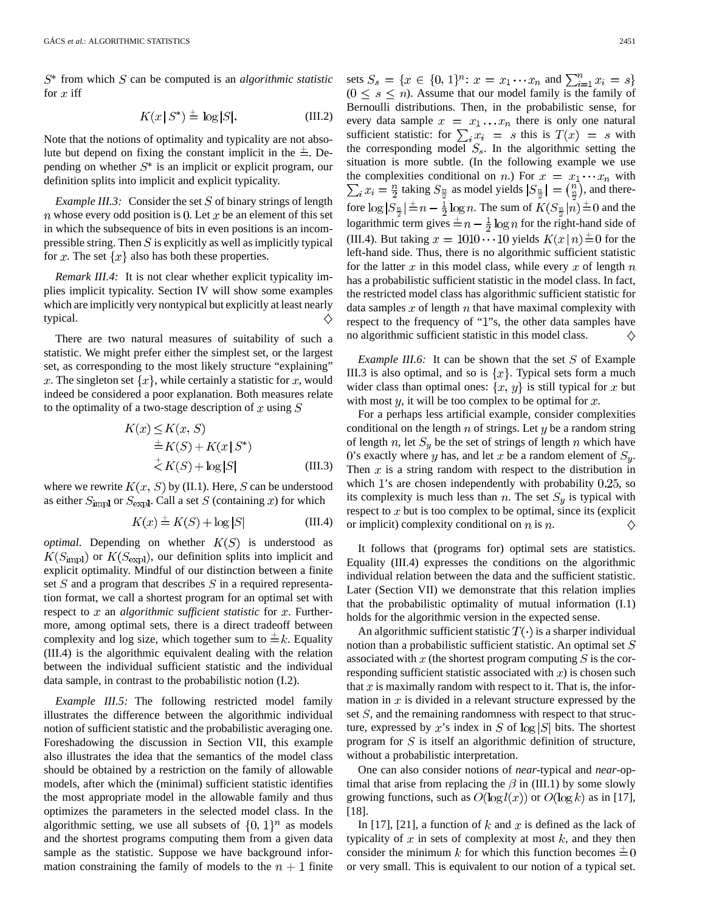$S^*$ from which $S$ can be computed is an *algorithmic statistic* for $x$ iff

$$K(x \mid S^*) \stackrel{+}{=} \log|S|. \tag{III.2}$$

Note that the notions of optimality and typicality are not absolute but depend on fixing the constant implicit in the $\stackrel{+}{=}$. Depending on whether $S^*$ is an implicit or explicit program, our definition splits into implicit and explicit typicality.

*Example III.3:* Consider the set $S$ of binary strings of length $n$ whose every odd position is 0. Let $x$ be an element of this set in which the subsequence of bits in even positions is an incompressible string. Then $S$ is explicitly as well as implicitly typical for $x$. The set $\{x\}$ also has both these properties.

*Remark III.4:* It is not clear whether explicit typicality implies implicit typicality. Section IV will show some examples which are implicitly very nontypical but explicitly at least nearly typical. ◇

There are two natural measures of suitability of such a statistic. We might prefer either the simplest set, or the largest set, as corresponding to the most likely structure "explaining" $x$. The singleton set $\{x\}$, while certainly a statistic for $x$, would indeed be considered a poor explanation. Both measures relate to the optimality of a two-stage description of $x$ using $S$

$$\begin{aligned} K(x) &\leq K(x, S) \\ &\stackrel{+}{=} K(S) + K(x \mid S^*) \\ &\stackrel{+}{<} K(S) + \log|S| \end{aligned} \tag{III.3}$$

where we rewrite $K(x, S)$ by (II.1). Here, $S$ can be understood as either $S_{\text{impl}}$ or $S_{\text{expl}}$. Call a set $S$ (containing $x$) for which

$$K(x) \stackrel{+}{=} K(S) + \log|S| \tag{III.4}$$

*optimal*. Depending on whether $K(S)$ is understood as $K(S_{\text{impl}})$ or $K(S_{\text{expl}})$, our definition splits into implicit and explicit optimality. Mindful of our distinction between a finite set $S$ and a program that describes $S$ in a required representation format, we call a shortest program for an optimal set with respect to $x$ an *algorithmic sufficient statistic* for $x$. Furthermore, among optimal sets, there is a direct tradeoff between complexity and log size, which together sum to $\stackrel{+}{=} k$. Equality (III.4) is the algorithmic equivalent dealing with the relation between the individual sufficient statistic and the individual data sample, in contrast to the probabilistic notion (I.2).

*Example III.5:* The following restricted model family illustrates the difference between the algorithmic individual notion of sufficient statistic and the probabilistic averaging one. Foreshadowing the discussion in Section VII, this example also illustrates the idea that the semantics of the model class should be obtained by a restriction on the family of allowable models, after which the (minimal) sufficient statistic identifies the most appropriate model in the allowable family and thus optimizes the parameters in the selected model class. In the algorithmic setting, we use all subsets of $\{0, 1\}^n$ as models and the shortest programs computing them from a given data sample as the statistic. Suppose we have background information constraining the family of models to the $n+1$ finite sets $S_s = \{x \in \{0, 1\}^n : x = x_1 \cdots x_n$ and $\sum_{i=1}^n x_i = s\}$ $(0 \leq s \leq n)$. Assume that our model family is the family of Bernoulli distributions. Then, in the probabilistic sense, for every data sample $x = x_1 \ldots x_n$ there is only one natural sufficient statistic: for $\sum_i x_i = s$ this is $T(x) = s$ with the corresponding model $S_s$. In the algorithmic setting the situation is more subtle. (In the following example we use the complexities conditional on $n$.) For $x = x_1 \cdots x_n$ with $\sum_i x_i = \frac{n}{2}$ taking $S_{\frac{n}{2}}$ as model yields $|S_{\frac{n}{2}}| = \binom{n}{\frac{n}{2}}$, and therefore $\log|S_{\frac{n}{2}}| \stackrel{+}{=} n - \frac{1}{2}\log n$. The sum of $K(S_{\frac{n}{2}}|n) \stackrel{+}{=} 0$ and the logarithmic term gives $\stackrel{+}{=} n - \frac{1}{2}\log n$ for the right-hand side of (III.4). But taking $x = 1010 \cdots 10$ yields $K(x \mid n) \stackrel{+}{=} 0$ for the left-hand side. Thus, there is no algorithmic sufficient statistic for the latter $x$ in this model class, while every $x$ of length $n$ has a probabilistic sufficient statistic in the model class. In fact, the restricted model class has algorithmic sufficient statistic for data samples $x$ of length $n$ that have maximal complexity with respect to the frequency of "1"s, the other data samples have no algorithmic sufficient statistic in this model class. ◇

*Example III.6:* It can be shown that the set $S$ of Example III.3 is also optimal, and so is $\{x\}$. Typical sets form a much wider class than optimal ones: $\{x, y\}$ is still typical for $x$ but with most $y$, it will be too complex to be optimal for $x$.

For a perhaps less artificial example, consider complexities conditional on the length $n$ of strings. Let $y$ be a random string of length $n$, let $S_y$ be the set of strings of length $n$ which have 0's exactly where $y$ has, and let $x$ be a random element of $S_y$. Then $x$ is a string random with respect to the distribution in which 1's are chosen independently with probability 0.25, so its complexity is much less than $n$. The set $S_y$ is typical with respect to $x$ but is too complex to be optimal, since its (explicit or implicit) complexity conditional on $n$ is $n$. ◇

It follows that (programs for) optimal sets are statistics. Equality (III.4) expresses the conditions on the algorithmic individual relation between the data and the sufficient statistic. Later (Section VII) we demonstrate that this relation implies that the probabilistic optimality of mutual information (I.1) holds for the algorithmic version in the expected sense.

An algorithmic sufficient statistic $T(\cdot)$ is a sharper individual notion than a probabilistic sufficient statistic. An optimal set $S$ associated with $x$ (the shortest program computing $S$ is the corresponding sufficient statistic associated with $x$) is chosen such that $x$ is maximally random with respect to it. That is, the information in $x$ is divided in a relevant structure expressed by the set $S$, and the remaining randomness with respect to that structure, expressed by $x$'s index in $S$ of $\log|S|$ bits. The shortest program for $S$ is itself an algorithmic definition of structure, without a probabilistic interpretation.

One can also consider notions of *near*-typical and *near*-optimal that arise from replacing the $\beta$ in (III.1) by some slowly growing functions, such as $O(\log l(x))$ or $O(\log k)$ as in [17], [18].

In [17], [21], a function of $k$ and $x$ is defined as the lack of typicality of $x$ in sets of complexity at most $k$, and they then consider the minimum $k$ for which this function becomes $\stackrel{+}{=} 0$ or very small. This is equivalent to our notion of a typical set.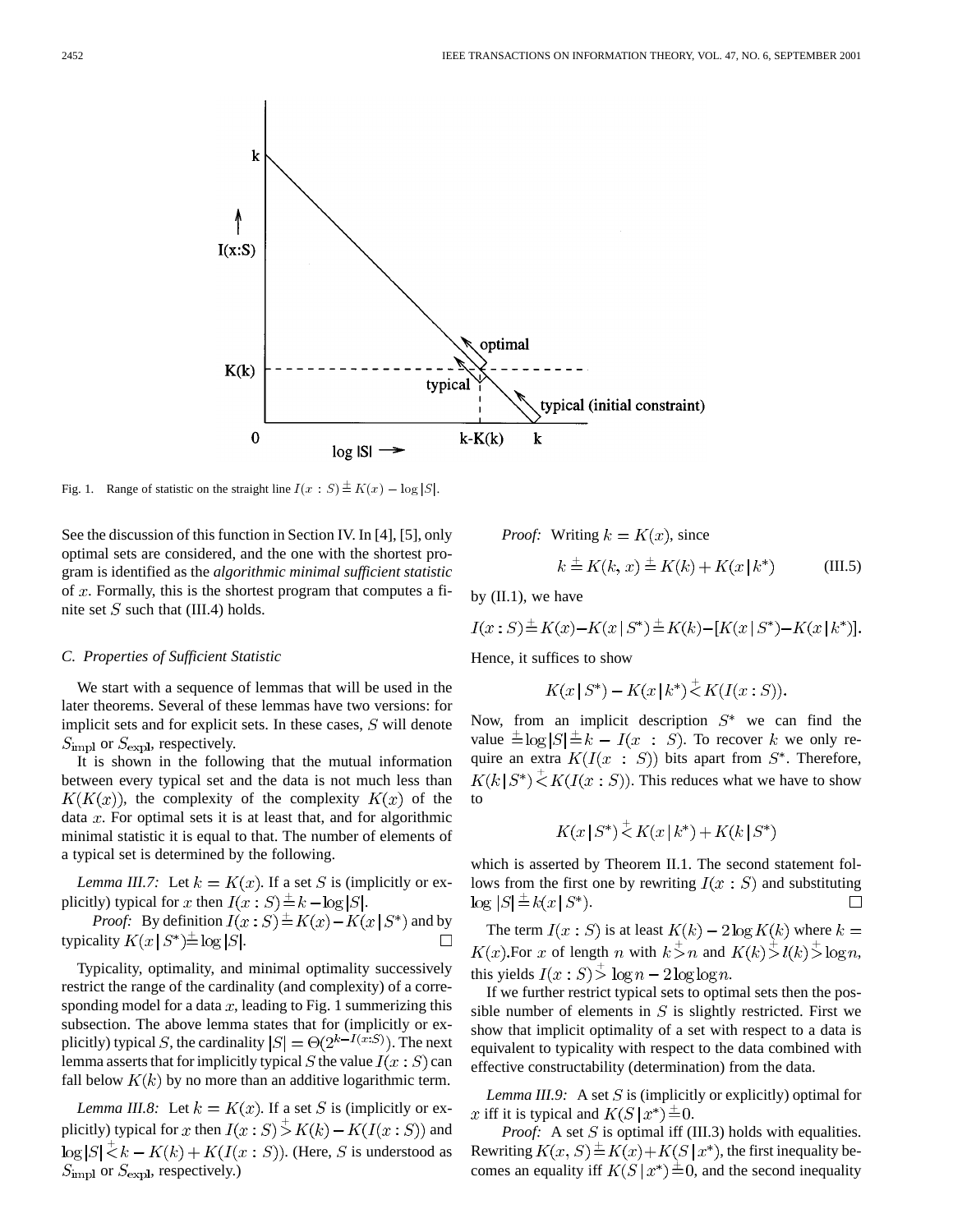Fig. 1. Range of statistic on the straight line $I(x:S) \stackrel{+}{=} K(x) - \log|S|$.

See the discussion of this function in Section IV. In [4], [5], only optimal sets are considered, and the one with the shortest program is identified as the *algorithmic minimal sufficient statistic* of $x$. Formally, this is the shortest program that computes a finite set $S$ such that (III.4) holds.

### C. Properties of Sufficient Statistic

We start with a sequence of lemmas that will be used in the later theorems. Several of these lemmas have two versions: for implicit sets and for explicit sets. In these cases, $S$ will denote $S_{\text{impl}}$ or $S_{\text{expl}}$, respectively.

It is shown in the following that the mutual information between every typical set and the data is not much less than $K(K(x))$, the complexity of the complexity $K(x)$ of the data $x$. For optimal sets it is at least that, and for algorithmic minimal statistic it is equal to that. The number of elements of a typical set is determined by the following.

*Lemma III.7:* Let $k = K(x)$. If a set $S$ is (implicitly or explicitly) typical for $x$ then $I(x:S) \stackrel{+}{=} k - \log|S|$.

*Proof:* By definition $I(x:S) \stackrel{+}{=} K(x) - K(x \mid S^*)$ and by typicality $K(x \mid S^*) \stackrel{+}{=} \log|S|$. $\square$

Typicality, optimality, and minimal optimality successively restrict the range of the cardinality (and complexity) of a corresponding model for a data $x$, leading to Fig. 1 summerizing this subsection. The above lemma states that for (implicitly or explicitly) typical $S$, the cardinality $|S| = \Theta(2^{k - I(x:S)})$. The next lemma asserts that for implicitly typical $S$ the value $I(x:S)$ can fall below $K(k)$ by no more than an additive logarithmic term.

*Lemma III.8:* Let $k = K(x)$. If a set $S$ is (implicitly or explicitly) typical for $x$ then $I(x:S) \stackrel{+}{>} K(k) - K(I(x:S))$ and $\log|S| \stackrel{+}{<} k - K(k) + K(I(x:S))$. (Here, $S$ is understood as $S_{\text{impl}}$ or $S_{\text{expl}}$, respectively.)

*Proof:* Writing $k = K(x)$, since

$$k \stackrel{+}{=} K(k, x) \stackrel{+}{=} K(k) + K(x \mid k^*) \tag{III.5}$$

by (II.1), we have

$$I(x:S) \stackrel{+}{=} K(x) - K(x \mid S^*) \stackrel{+}{=} K(k) - [K(x \mid S^*) - K(x \mid k^*)].$$

Hence, it suffices to show

$$K(x \mid S^*) - K(x \mid k^*) \stackrel{+}{<} K(I(x:S)).$$

Now, from an implicit description $S^*$ we can find the value $\stackrel{+}{=} \log|S| \stackrel{+}{=} k - I(x:S)$. To recover $k$ we only require an extra $K(I(x:S))$ bits apart from $S^*$. Therefore, $K(k \mid S^*) \stackrel{+}{<} K(I(x:S))$. This reduces what we have to show to

$$K(x \mid S^*) \stackrel{+}{<} K(x \mid k^*) + K(k \mid S^*)$$

which is asserted by Theorem II.1. The second statement follows from the first one by rewriting $I(x:S)$ and substituting $\log|S| \stackrel{+}{=} k(x \mid S^*)$. $\square$

The term $I(x:S)$ is at least $K(k) - 2\log K(k)$ where $k = K(x)$.For $x$ of length $n$ with $k \stackrel{+}{>} n$ and $K(k) \stackrel{+}{>} l(k) \stackrel{+}{>} \log n$, this yields $I(x:S) \stackrel{+}{>} \log n - 2\log\log n$.

If we further restrict typical sets to optimal sets then the possible number of elements in $S$ is slightly restricted. First we show that implicit optimality of a set with respect to a data is equivalent to typicality with respect to the data combined with effective constructability (determination) from the data.

*Lemma III.9:* A set $S$ is (implicitly or explicitly) optimal for $x$ iff it is typical and $K(S \mid x^*) \stackrel{+}{=} 0$.

*Proof:* A set $S$ is optimal iff (III.3) holds with equalities. Rewriting $K(x, S) \stackrel{+}{=} K(x) + K(S \mid x^*)$, the first inequality becomes an equality iff $K(S \mid x^*) \stackrel{+}{=} 0$, and the second inequality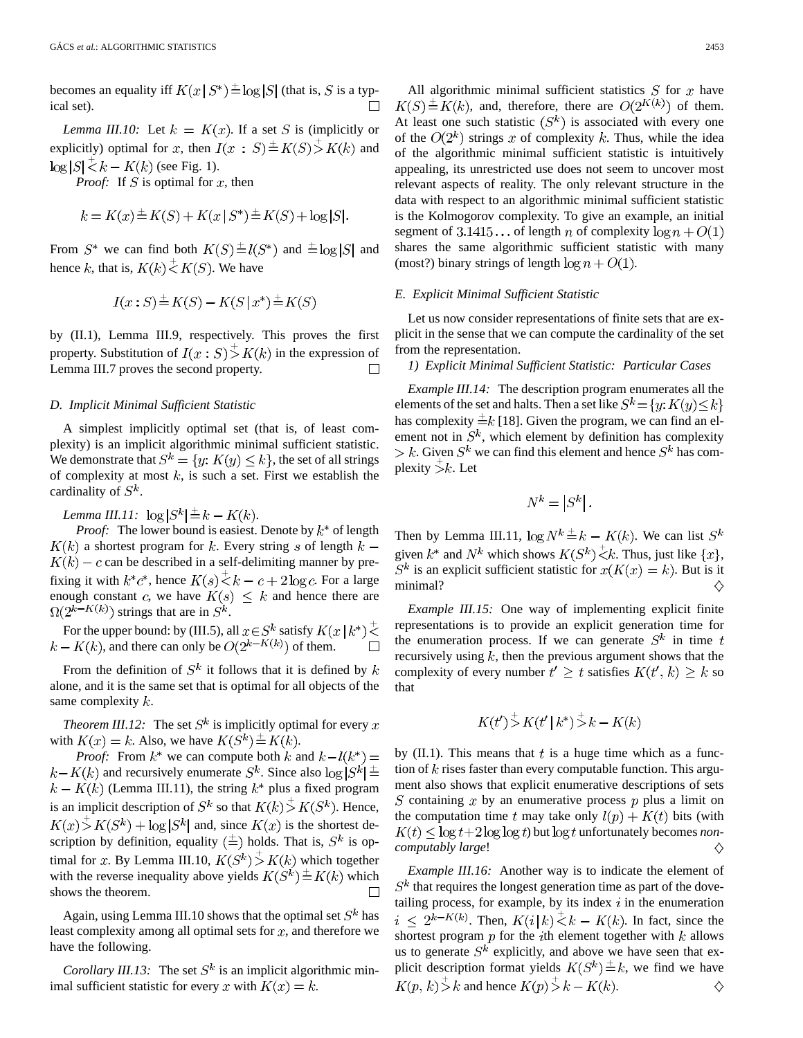becomes an equality iff $K(x \mid S^*) \stackrel{+}{=} \log |S|$ (that is, $S$ is a typical set). $\square$

*Lemma III.10:* Let $k = K(x)$. If a set $S$ is (implicitly or explicitly) optimal for $x$, then $I(x : S) \stackrel{+}{=} K(S) \stackrel{+}{>} K(k)$ and $\log |S| \stackrel{+}{<} k - K(k)$ (see Fig. 1).

*Proof:* If $S$ is optimal for $x$, then

$$k = K(x) \stackrel{+}{=} K(S) + K(x \mid S^*) \stackrel{+}{=} K(S) + \log |S|.$$

From $S^*$ we can find both $K(S) \stackrel{+}{=} l(S^*)$ and $\stackrel{+}{=} \log |S|$ and hence $k$, that is, $K(k) \stackrel{+}{<} K(S)$. We have

$$I(x : S) \stackrel{+}{=} K(S) - K(S \mid x^*) \stackrel{+}{=} K(S)$$

by (II.1), Lemma III.9, respectively. This proves the first property. Substitution of $I(x : S) \stackrel{+}{>} K(k)$ in the expression of Lemma III.7 proves the second property. $\square$

### D. Implicit Minimal Sufficient Statistic

A simplest implicitly optimal set (that is, of least complexity) is an implicit algorithmic minimal sufficient statistic. We demonstrate that $S^k = \{y: K(y) \leq k\}$, the set of all strings of complexity at most $k$, is such a set. First we establish the cardinality of $S^k$.

*Lemma III.11:* $\log |S^k| \stackrel{+}{=} k - K(k)$.

*Proof:* The lower bound is easiest. Denote by $k^*$ of length $K(k)$ a shortest program for $k$. Every string $s$ of length $k - K(k) - c$ can be described in a self-delimiting manner by prefixing it with $k^* c^*$, hence $K(s) \stackrel{+}{<} k - c + 2 \log c$. For a large enough constant $c$, we have $K(s) \leq k$ and hence there are $\Omega(2^{k-K(k)})$ strings that are in $S^k$.

For the upper bound: by (III.5), all $x \in S^k$ satisfy $K(x \mid k^*) \stackrel{+}{<} k - K(k)$, and there can only be $O(2^{k-K(k)})$ of them. $\square$

From the definition of $S^k$ it follows that it is defined by $k$ alone, and it is the same set that is optimal for all objects of the same complexity $k$.

*Theorem III.12:* The set $S^k$ is implicitly optimal for every $x$ with $K(x) = k$. Also, we have $K(S^k) \stackrel{+}{=} K(k)$.

*Proof:* From $k^*$ we can compute both $k$ and $k - l(k^*) = k - K(k)$ and recursively enumerate $S^k$. Since also $\log |S^k| \stackrel{+}{=} k - K(k)$ (Lemma III.11), the string $k^*$ plus a fixed program is an implicit description of $S^k$ so that $K(k) \stackrel{+}{>} K(S^k)$. Hence, $K(x) \stackrel{+}{>} K(S^k) + \log |S^k|$ and, since $K(x)$ is the shortest description by definition, equality ($\stackrel{+}{=}$) holds. That is, $S^k$ is optimal for $x$. By Lemma III.10, $K(S^k) \stackrel{+}{>} K(k)$ which together with the reverse inequality above yields $K(S^k) \stackrel{+}{=} K(k)$ which shows the theorem. $\square$

Again, using Lemma III.10 shows that the optimal set $S^k$ has least complexity among all optimal sets for $x$, and therefore we have the following.

*Corollary III.13:* The set $S^k$ is an implicit algorithmic minimal sufficient statistic for every $x$ with $K(x) = k$.

All algorithmic minimal sufficient statistics $S$ for $x$ have $K(S) \stackrel{+}{=} K(k)$, and, therefore, there are $O(2^{K(k)})$ of them. At least one such statistic $(S^k)$ is associated with every one of the $O(2^k)$ strings $x$ of complexity $k$. Thus, while the idea of the algorithmic minimal sufficient statistic is intuitively appealing, its unrestricted use does not seem to uncover most relevant aspects of reality. The only relevant structure in the data with respect to an algorithmic minimal sufficient statistic is the Kolmogorov complexity. To give an example, an initial segment of $3.1415\ldots$ of length $n$ of complexity $\log n + O(1)$ shares the same algorithmic sufficient statistic with many (most?) binary strings of length $\log n + O(1)$.

### E. Explicit Minimal Sufficient Statistic

Let us now consider representations of finite sets that are explicit in the sense that we can compute the cardinality of the set from the representation.

#### 1) Explicit Minimal Sufficient Statistic: Particular Cases

*Example III.14:* The description program enumerates all the elements of the set and halts. Then a set like $S^k = \{y: K(y) \leq k\}$ has complexity $\stackrel{+}{=} k$ [18]. Given the program, we can find an element not in $S^k$, which element by definition has complexity $> k$. Given $S^k$ we can find this element and hence $S^k$ has complexity $\stackrel{+}{>} k$. Let

$$N^k = |S^k|.$$

Then by Lemma III.11, $\log N^k \stackrel{+}{=} k - K(k)$. We can list $S^k$ given $k^*$ and $N^k$ which shows $K(S^k) \stackrel{+}{<} k$. Thus, just like $\{x\}$, $S^k$ is an explicit sufficient statistic for $x (K(x) = k)$. But is it minimal? $\diamondsuit$

*Example III.15:* One way of implementing explicit finite representations is to provide an explicit generation time for the enumeration process. If we can generate $S^k$ in time $t$ recursively using $k$, then the previous argument shows that the complexity of every number $t' \geq t$ satisfies $K(t', k) \geq k$ so that

$$K(t') \stackrel{+}{>} K(t' \mid k^*) \stackrel{+}{>} k - K(k)$$

by (II.1). This means that $t$ is a huge time which as a function of $k$ rises faster than every computable function. This argument also shows that explicit enumerative descriptions of sets $S$ containing $x$ by an enumerative process $p$ plus a limit on the computation time $t$ may take only $l(p) + K(t)$ bits (with $K(t) \leq \log t + 2 \log \log t$) but $\log t$ unfortunately becomes *noncomputably large*! $\diamondsuit$

*Example III.16:* Another way is to indicate the element of $S^k$ that requires the longest generation time as part of the dovetailing process, for example, by its index $i$ in the enumeration $i \leq 2^{k-K(k)}$. Then, $K(i \mid k) \stackrel{+}{<} k - K(k)$. In fact, since the shortest program $p$ for the $i$th element together with $k$ allows us to generate $S^k$ explicitly, and above we have seen that explicit description format yields $K(S^k) \stackrel{+}{=} k$, we find we have $K(p, k) \stackrel{+}{>} k$ and hence $K(p) \stackrel{+}{>} k - K(k)$. $\diamondsuit$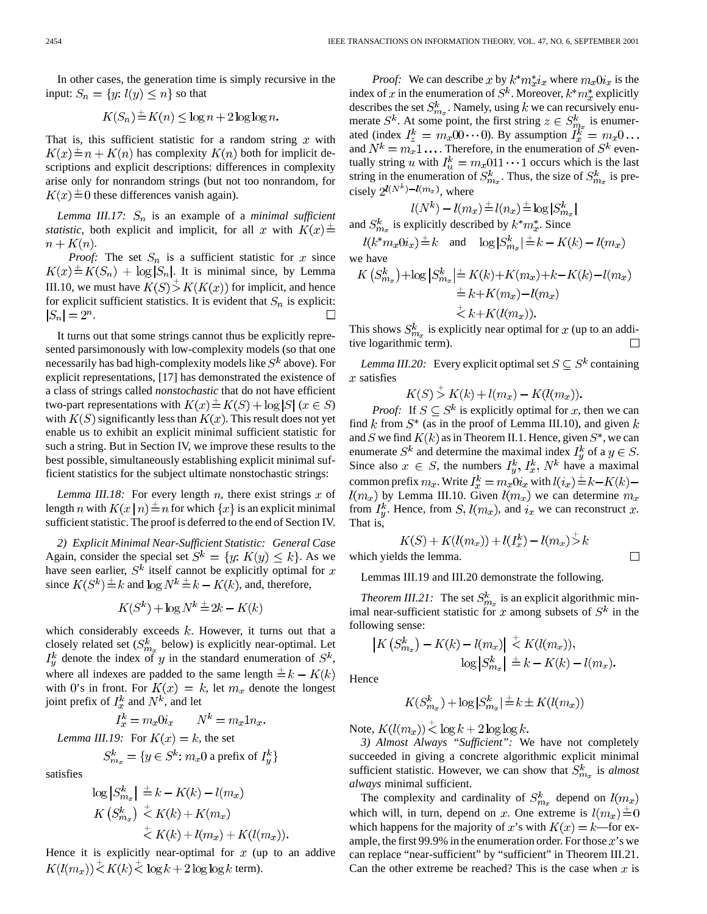In other cases, the generation time is simply recursive in the input: $S_n = \{y: l(y) \le n\}$ so that

$$K(S_n) \stackrel{+}{=} K(n) \le \log n + 2\log\log n.$$

That is, this sufficient statistic for a random string $x$ with $K(x) \stackrel{+}{=} n + K(n)$ has complexity $K(n)$ both for implicit descriptions and explicit descriptions: differences in complexity arise only for nonrandom strings (but not too nonrandom, for $K(x) \stackrel{+}{=} 0$ these differences vanish again).

*Lemma III.17:* $S_n$ is an example of a *minimal sufficient statistic*, both explicit and implicit, for all $x$ with $K(x) \stackrel{+}{=} n + K(n)$.

*Proof:* The set $S_n$ is a sufficient statistic for $x$ since $K(x) \stackrel{+}{=} K(S_n) + \log|S_n|$. It is minimal since, by Lemma III.10, we must have $K(S) \stackrel{+}{>} K(K(x))$ for implicit, and hence for explicit sufficient statistics. It is evident that $S_n$ is explicit: $|S_n| = 2^n$. □

It turns out that some strings cannot thus be explicitly represented parsimonously with low-complexity models (so that one necessarily has bad high-complexity models like $S^k$ above). For explicit representations, [17] has demonstrated the existence of a class of strings called *nonstochastic* that do not have efficient two-part representations with $K(x) \stackrel{+}{=} K(S) + \log|S|$ $(x \in S)$ with $K(S)$ significantly less than $K(x)$. This result does not yet enable us to exhibit an explicit minimal sufficient statistic for such a string. But in Section IV, we improve these results to the best possible, simultaneously establishing explicit minimal sufficient statistics for the subject ultimate nonstochastic strings:

*Lemma III.18:* For every length $n$, there exist strings $x$ of length $n$ with $K(x \mid n) \stackrel{+}{=} n$ for which $\{x\}$ is an explicit minimal sufficient statistic. The proof is deferred to the end of Section IV.

*2) Explicit Minimal Near-Sufficient Statistic: General Case* Again, consider the special set $S^k = \{y: K(y) \le k\}$. As we have seen earlier, $S^k$ itself cannot be explicitly optimal for $x$ since $K(S^k) \stackrel{+}{=} k$ and $\log N^k \stackrel{+}{=} k - K(k)$, and, therefore,

$$K(S^k) + \log N^k \stackrel{+}{=} 2k - K(k)$$

which considerably exceeds $k$. However, it turns out that a closely related set ($S^k_{m_x}$ below) is explicitly near-optimal. Let $I^k_y$ denote the index of $y$ in the standard enumeration of $S^k$, where all indexes are padded to the same length $\stackrel{+}{=} k - K(k)$ with 0's in front. For $K(x) = k$, let $m_x$ denote the longest joint prefix of $I^k_x$ and $N^k$, and let

$$I^k_x = m_x 0 i_x \qquad N^k = m_x 1 n_x.$$

*Lemma III.19:* For $K(x) = k$, the set

$$S^k_{m_x} = \{y \in S^k: m_x 0 \text{ a prefix of } I^k_y\}$$

satisfies

$$\begin{aligned} \log\left|S^k_{m_x}\right| &\stackrel{+}{=} k - K(k) - l(m_x) \\ K\left(S^k_{m_x}\right) &\stackrel{+}{<} K(k) + K(m_x) \\ &\stackrel{+}{<} K(k) + l(m_x) + K(l(m_x)). \end{aligned}$$

Hence it is explicitly near-optimal for $x$ (up to an addive $K(l(m_x)) \stackrel{+}{<} K(k) \stackrel{+}{<} \log k + 2\log\log k$ term).

*Proof:* We can describe $x$ by $k^* m^*_x i_x$ where $m_x 0 i_x$ is the index of $x$ in the enumeration of $S^k$. Moreover, $k^* m^*_x$ explicitly describes the set $S^k_{m_x}$. Namely, using $k$ we can recursively enumerate $S^k$. At some point, the first string $z \in S^k_{m_x}$ is enumerated (index $I^k_z = m_x 00 \cdots 0$). By assumption $I^k_x = m_x 0 \ldots$ and $N^k = m_x 1 \ldots$. Therefore, in the enumeration of $S^k$ eventually string $u$ with $I^k_u = m_x 011 \cdots 1$ occurs which is the last string in the enumeration of $S^k_{m_x}$. Thus, the size of $S^k_{m_x}$ is precisely $2^{l(N^k) - l(m_x)}$, where

$$l(N^k) - l(m_x) \stackrel{+}{=} l(n_x) \stackrel{+}{=} \log\left|S^k_{m_x}\right|$$

and $S^k_{m_x}$ is explicitly described by $k^* m^*_x$. Since

$$l(k^* m_x 0 i_x) \stackrel{+}{=} k \quad \text{and} \quad \log\left|S^k_{m_x}\right| \stackrel{+}{=} k - K(k) - l(m_x)$$

we have

$$\begin{aligned} K\left(S^k_{m_x}\right) + \log\left|S^k_{m_x}\right| &\stackrel{+}{=} K(k) + K(m_x) + k - K(k) - l(m_x) \\ &\stackrel{+}{=} k + K(m_x) - l(m_x) \\ &\stackrel{+}{<} k + K(l(m_x)). \end{aligned}$$

This shows $S^k_{m_x}$ is explicitly near optimal for $x$ (up to an additive logarithmic term). □

*Lemma III.20:* Every explicit optimal set $S \subseteq S^k$ containing $x$ satisfies

$$K(S) \stackrel{+}{>} K(k) + l(m_x) - K(l(m_x)).$$

*Proof:* If $S \subseteq S^k$ is explicitly optimal for $x$, then we can find $k$ from $S^*$ (as in the proof of Lemma III.10), and given $k$ and $S$ we find $K(k)$ as in Theorem II.1. Hence, given $S^*$, we can enumerate $S^k$ and determine the maximal index $I^k_y$ of a $y \in S$. Since also $x \in S$, the numbers $I^k_y$, $I^k_x$, $N^k$ have a maximal common prefix $m_x$. Write $I^k_x = m_x 0 i_x$ with $l(i_x) \stackrel{+}{=} k - K(k) - l(m_x)$ by Lemma III.10. Given $l(m_x)$ we can determine $m_x$ from $I^k_y$. Hence, from $S$, $l(m_x)$, and $i_x$ we can reconstruct $x$. That is,

$$K(S) + K(l(m_x)) + l(I^k_x) - l(m_x) \stackrel{+}{>} k$$

which yields the lemma. □

Lemmas III.19 and III.20 demonstrate the following.

*Theorem III.21:* The set $S^k_{m_x}$ is an explicit algorithmic minimal near-sufficient statistic for $x$ among subsets of $S^k$ in the following sense:

$$\begin{aligned} \left|K\left(S^k_{m_x}\right) - K(k) - l(m_x)\right| &\stackrel{+}{<} K(l(m_x)), \\ \log\left|S^k_{m_x}\right| &\stackrel{+}{=} k - K(k) - l(m_x). \end{aligned}$$

Hence

$$K(S^k_{m_x}) + \log\left|S^k_{m_x}\right| \stackrel{+}{=} k \pm K(l(m_x))$$

Note, $K(l(m_x)) \stackrel{+}{<} \log k + 2\log\log k$.

*3) Almost Always "Sufficient":* We have not completely succeeded in giving a concrete algorithmic explicit minimal sufficient statistic. However, we can show that $S^k_{m_x}$ is *almost always* minimal sufficient.

The complexity and cardinality of $S^k_{m_x}$ depend on $l(m_x)$ which will, in turn, depend on $x$. One extreme is $l(m_x) \stackrel{+}{=} 0$ which happens for the majority of $x$'s with $K(x) = k$—for example, the first 99.9% in the enumeration order. For those $x$'s we can replace "near-sufficient" by "sufficient" in Theorem III.21. Can the other extreme be reached? This is the case when $x$ is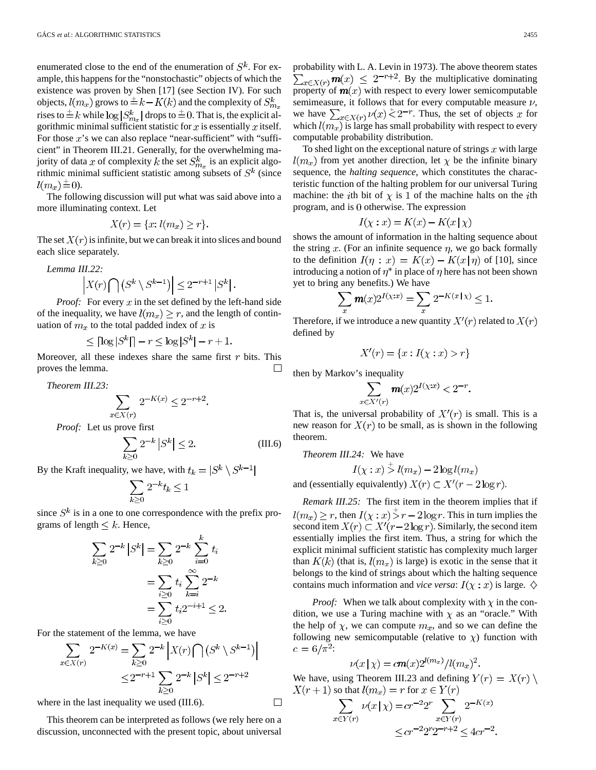enumerated close to the end of the enumeration of $S^k$. For example, this happens for the "nonstochastic" objects of which the existence was proven by Shen [17] (see Section IV). For such objects, $l(m_x)$ grows to $\stackrel{+}{=} k - K(k)$ and the complexity of $S^k_{m_x}$ rises to $\stackrel{+}{=} k$ while $\log |S^k_{m_x}|$ drops to $\stackrel{+}{=} 0$. That is, the explicit algorithmic minimal sufficient statistic for $x$ is essentially $x$ itself. For those $x$'s we can also replace "near-sufficient" with "sufficient" in Theorem III.21. Generally, for the overwhelming majority of data $x$ of complexity $k$ the set $S^k_{m_x}$ is an explicit algorithmic minimal sufficient statistic among subsets of $S^k$ (since $l(m_x) \stackrel{+}{=} 0$).

The following discussion will put what was said above into a more illuminating context. Let

$$X(r) = \{x : l(m_x) \geq r\}.$$

The set $X(r)$ is infinite, but we can break it into slices and bound each slice separately.

*Lemma III.22:*

$$\left| X(r) \bigcap \left(S^k \setminus S^{k-1}\right) \right| \leq 2^{-r+1} \left| S^k \right|.$$

*Proof:* For every $x$ in the set defined by the left-hand side of the inequality, we have $l(m_x) \geq r$, and the length of continuation of $m_x$ to the total padded index of $x$ is

$$\leq \lceil \log |S^k| \rceil - r \leq \log |S^k| - r + 1.$$

Moreover, all these indexes share the same first $r$ bits. This proves the lemma. □

*Theorem III.23:*

$$\sum_{x \in X(r)} 2^{-K(x)} \leq 2^{-r+2}.$$

*Proof:* Let us prove first

$$\sum_{k \geq 0} 2^{-k} \left| S^k \right| \leq 2. \tag{III.6}$$

By the Kraft inequality, we have, with $t_k = |S^k \setminus S^{k-1}|$

$$\sum_{k \geq 0} 2^{-k} t_k \leq 1$$

since $S^k$ is in a one to one correspondence with the prefix programs of length $\leq k$. Hence,

$$\begin{aligned} \sum_{k \geq 0} 2^{-k} \left| S^k \right| &= \sum_{k \geq 0} 2^{-k} \sum_{i=0}^{k} t_i \\ &= \sum_{i \geq 0} t_i \sum_{k=i}^{\infty} 2^{-k} \\ &= \sum_{i \geq 0} t_i 2^{-i+1} \leq 2. \end{aligned}$$

For the statement of the lemma, we have

$$\begin{aligned} \sum_{x \in X(r)} 2^{-K(x)} &= \sum_{k \geq 0} 2^{-k} \left| X(r) \bigcap \left(S^k \setminus S^{k-1}\right) \right| \\ &\leq 2^{-r+1} \sum_{k \geq 0} 2^{-k} \left| S^k \right| \leq 2^{-r+2} \end{aligned}$$

where in the last inequality we used (III.6). □

This theorem can be interpreted as follows (we rely here on a discussion, unconnected with the present topic, about universal probability with L. A. Levin in 1973). The above theorem states $\sum_{x \in X(r)} \boldsymbol{m}(x) \leq 2^{-r+2}$. By the multiplicative dominating property of $\boldsymbol{m}(x)$ with respect to every lower semicomputable semimeasure, it follows that for every computable measure $\nu$, we have $\sum_{x \in X(r)} \nu(x) \stackrel{*}{<} 2^{-r}$. Thus, the set of objects $x$ for which $l(m_x)$ is large has small probability with respect to every computable probability distribution.

To shed light on the exceptional nature of strings $x$ with large $l(m_x)$ from yet another direction, let $\chi$ be the infinite binary sequence, the *halting sequence*, which constitutes the characteristic function of the halting problem for our universal Turing machine: the $i$th bit of $\chi$ is 1 of the machine halts on the $i$th program, and is 0 otherwise. The expression

$$I(\chi : x) = K(x) - K(x \mid \chi)$$

shows the amount of information in the halting sequence about the string $x$. (For an infinite sequence $\eta$, we go back formally to the definition $I(\eta : x) = K(x) - K(x \mid \eta)$ of [10], since introducing a notion of $\eta^*$ in place of $\eta$ here has not been shown yet to bring any benefits.) We have

$$\sum_{x} \boldsymbol{m}(x) 2^{I(\chi : x)} = \sum_{x} 2^{-K(x \mid \chi)} \leq 1.$$

Therefore, if we introduce a new quantity $X'(r)$ related to $X(r)$ defined by

$$X'(r) = \{x : I(\chi : x) > r\}$$

then by Markov's inequality

$$\sum_{x \in X'(r)} \boldsymbol{m}(x) 2^{I(\chi : x)} < 2^{-r}.$$

That is, the universal probability of $X'(r)$ is small. This is a new reason for $X(r)$ to be small, as is shown in the following theorem.

*Theorem III.24:* We have

$$I(\chi : x) \stackrel{+}{>} l(m_x) - 2 \log l(m_x)$$

and (essentially equivalently) $X(r) \subset X'(r - 2 \log r)$.

*Remark III.25:* The first item in the theorem implies that if $l(m_x) \geq r$, then $I(\chi : x) \stackrel{+}{>} r - 2 \log r$. This in turn implies the second item $X(r) \subset X'(r - 2 \log r)$. Similarly, the second item essentially implies the first item. Thus, a string for which the explicit minimal sufficient statistic has complexity much larger than $K(k)$ (that is, $l(m_x)$ is large) is exotic in the sense that it belongs to the kind of strings about which the halting sequence contains much information and *vice versa*: $I(\chi : x)$ is large. ◇

*Proof:* When we talk about complexity with $\chi$ in the condition, we use a Turing machine with $\chi$ as an "oracle." With the help of $\chi$, we can compute $m_x$, and so we can define the following new semicomputable (relative to $\chi$) function with $c = 6/\pi^2$:

$$\nu(x \mid \chi) = c \boldsymbol{m}(x) 2^{l(m_x)} / l(m_x)^2.$$

We have, using Theorem III.23 and defining $Y(r) = X(r) \setminus X(r+1)$ so that $l(m_x) = r$ for $x \in Y(r)$

$$\begin{aligned} \sum_{x \in Y(r)} \nu(x \mid \chi) &= c r^{-2} 2^r \sum_{x \in Y(r)} 2^{-K(x)} \\ &\leq c r^{-2} 2^r 2^{-r+2} \leq 4 c r^{-2}. \end{aligned}$$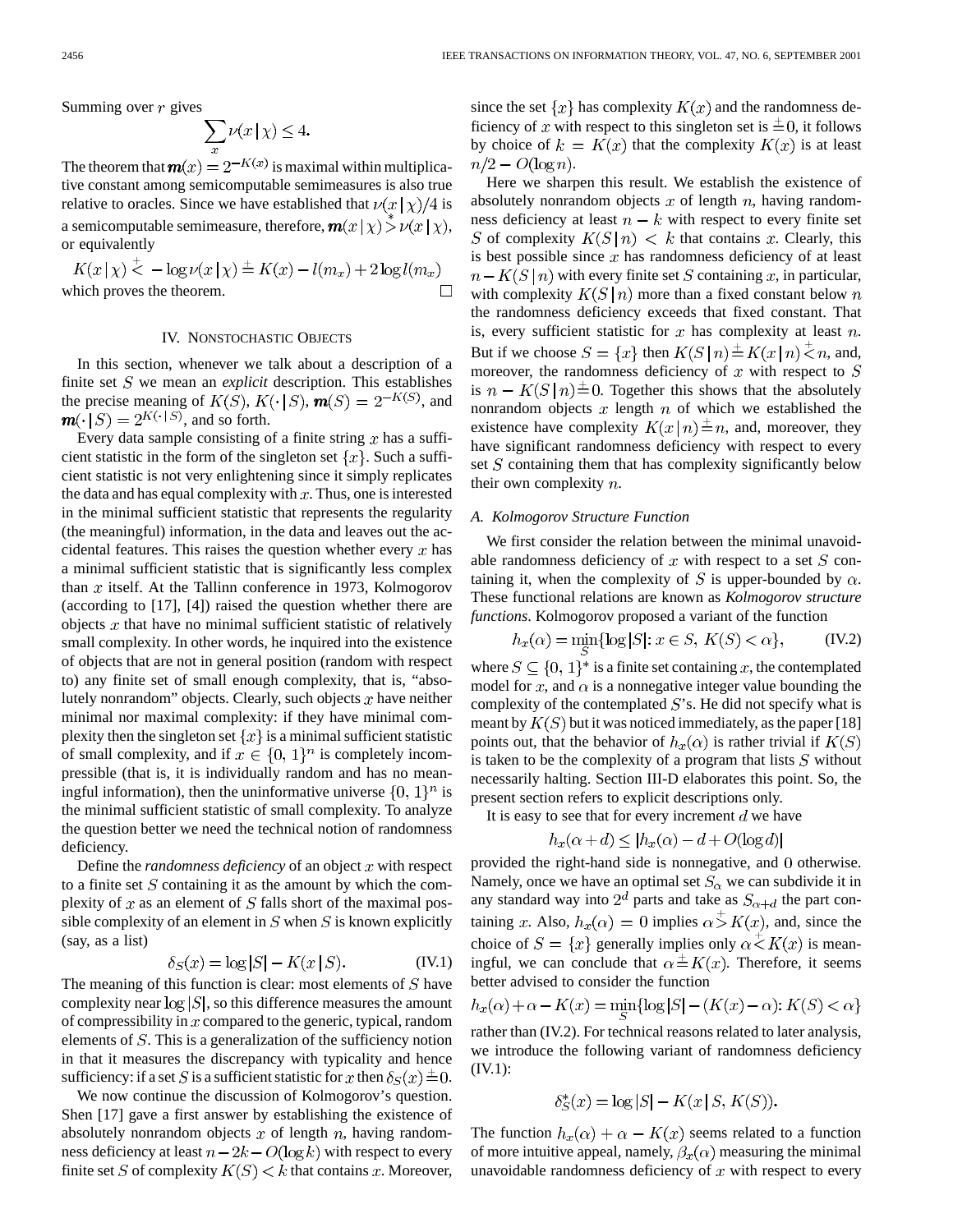Summing over $r$ gives

$$\sum_x \nu(x \mid \chi) \leq 4.$$

The theorem that $\boldsymbol{m}(x) = 2^{-K(x)}$ is maximal within multiplicative constant among semicomputable semimeasures is also true relative to oracles. Since we have established that $\nu(x \mid \chi)/4$ is a semicomputable semimeasure, therefore, $\boldsymbol{m}(x \mid \chi) \stackrel{*}{>} \nu(x \mid \chi)$, or equivalently

$$K(x \mid \chi) \stackrel{+}{<} -\log \nu(x \mid \chi) \stackrel{\pm}{=} K(x) - l(m_x) + 2\log l(m_x)$$

which proves the theorem. □

## IV. Nonstochastic Objects

In this section, whenever we talk about a description of a finite set $S$ we mean an *explicit* description. This establishes the precise meaning of $K(S)$, $K(\cdot \mid S)$, $\boldsymbol{m}(S) = 2^{-K(S)}$, and $\boldsymbol{m}(\cdot \mid S) = 2^{K(\cdot \mid S)}$, and so forth.

Every data sample consisting of a finite string $x$ has a sufficient statistic in the form of the singleton set $\{x\}$. Such a sufficient statistic is not very enlightening since it simply replicates the data and has equal complexity with $x$. Thus, one is interested in the minimal sufficient statistic that represents the regularity (the meaningful) information, in the data and leaves out the accidental features. This raises the question whether every $x$ has a minimal sufficient statistic that is significantly less complex than $x$ itself. At the Tallinn conference in 1973, Kolmogorov (according to [17], [4]) raised the question whether there are objects $x$ that have no minimal sufficient statistic of relatively small complexity. In other words, he inquired into the existence of objects that are not in general position (random with respect to) any finite set of small enough complexity, that is, "absolutely nonrandom" objects. Clearly, such objects $x$ have neither minimal nor maximal complexity: if they have minimal complexity then the singleton set $\{x\}$ is a minimal sufficient statistic of small complexity, and if $x \in \{0,1\}^n$ is completely incompressible (that is, it is individually random and has no meaningful information), then the uninformative universe $\{0,1\}^n$ is the minimal sufficient statistic of small complexity. To analyze the question better we need the technical notion of randomness deficiency.

Define the *randomness deficiency* of an object $x$ with respect to a finite set $S$ containing it as the amount by which the complexity of $x$ as an element of $S$ falls short of the maximal possible complexity of an element in $S$ when $S$ is known explicitly (say, as a list)

$$\delta_S(x) = \log |S| - K(x \mid S). \tag{IV.1}$$

The meaning of this function is clear: most elements of $S$ have complexity near $\log |S|$, so this difference measures the amount of compressibility in $x$ compared to the generic, typical, random elements of $S$. This is a generalization of the sufficiency notion in that it measures the discrepancy with typicality and hence sufficiency: if a set $S$ is a sufficient statistic for $x$ then $\delta_S(x) \stackrel{\pm}{=} 0$.

We now continue the discussion of Kolmogorov's question. Shen [17] gave a first answer by establishing the existence of absolutely nonrandom objects $x$ of length $n$, having randomness deficiency at least $n - 2k - O(\log k)$ with respect to every finite set $S$ of complexity $K(S) < k$ that contains $x$. Moreover, since the set $\{x\}$ has complexity $K(x)$ and the randomness deficiency of $x$ with respect to this singleton set is $\stackrel{\pm}{=} 0$, it follows by choice of $k = K(x)$ that the complexity $K(x)$ is at least $n/2 - O(\log n)$.

Here we sharpen this result. We establish the existence of absolutely nonrandom objects $x$ of length $n$, having randomness deficiency at least $n - k$ with respect to every finite set $S$ of complexity $K(S \mid n) < k$ that contains $x$. Clearly, this is best possible since $x$ has randomness deficiency of at least $n - K(S \mid n)$ with every finite set $S$ containing $x$, in particular, with complexity $K(S \mid n)$ more than a fixed constant below $n$ the randomness deficiency exceeds that fixed constant. That is, every sufficient statistic for $x$ has complexity at least $n$. But if we choose $S = \{x\}$ then $K(S \mid n) \stackrel{\pm}{=} K(x \mid n) \stackrel{+}{<} n$, and, moreover, the randomness deficiency of $x$ with respect to $S$ is $n - K(S \mid n) \stackrel{\pm}{=} 0$. Together this shows that the absolutely nonrandom objects $x$ length $n$ of which we established the existence have complexity $K(x \mid n) \stackrel{\pm}{=} n$, and, moreover, they have significant randomness deficiency with respect to every set $S$ containing them that has complexity significantly below their own complexity $n$.

### A. Kolmogorov Structure Function

We first consider the relation between the minimal unavoidable randomness deficiency of $x$ with respect to a set $S$ containing it, when the complexity of $S$ is upper-bounded by $\alpha$. These functional relations are known as *Kolmogorov structure functions*. Kolmogorov proposed a variant of the function

$$h_x(\alpha) = \min_S \{\log |S| \colon x \in S,\ K(S) < \alpha\}, \tag{IV.2}$$

where $S \subseteq \{0,1\}^*$ is a finite set containing $x$, the contemplated model for $x$, and $\alpha$ is a nonnegative integer value bounding the complexity of the contemplated $S$'s. He did not specify what is meant by $K(S)$ but it was noticed immediately, as the paper [18] points out, that the behavior of $h_x(\alpha)$ is rather trivial if $K(S)$ is taken to be the complexity of a program that lists $S$ without necessarily halting. Section III-D elaborates this point. So, the present section refers to explicit descriptions only.

It is easy to see that for every increment $d$ we have

$$h_x(\alpha + d) \leq |h_x(\alpha) - d + O(\log d)|$$

provided the right-hand side is nonnegative, and 0 otherwise. Namely, once we have an optimal set $S_\alpha$ we can subdivide it in any standard way into $2^d$ parts and take as $S_{\alpha+d}$ the part containing $x$. Also, $h_x(\alpha) = 0$ implies $\alpha \stackrel{+}{>} K(x)$, and, since the choice of $S = \{x\}$ generally implies only $\alpha \stackrel{+}{<} K(x)$ is meaningful, we can conclude that $\alpha \stackrel{\pm}{=} K(x)$. Therefore, it seems better advised to consider the function

$$h_x(\alpha) + \alpha - K(x) = \min_S \{\log |S| - (K(x) - \alpha) \colon K(S) < \alpha\}$$

rather than (IV.2). For technical reasons related to later analysis, we introduce the following variant of randomness deficiency (IV.1):

$$\delta_S^*(x) = \log |S| - K(x \mid S, K(S)).$$

The function $h_x(\alpha) + \alpha - K(x)$ seems related to a function of more intuitive appeal, namely, $\beta_x(\alpha)$ measuring the minimal unavoidable randomness deficiency of $x$ with respect to every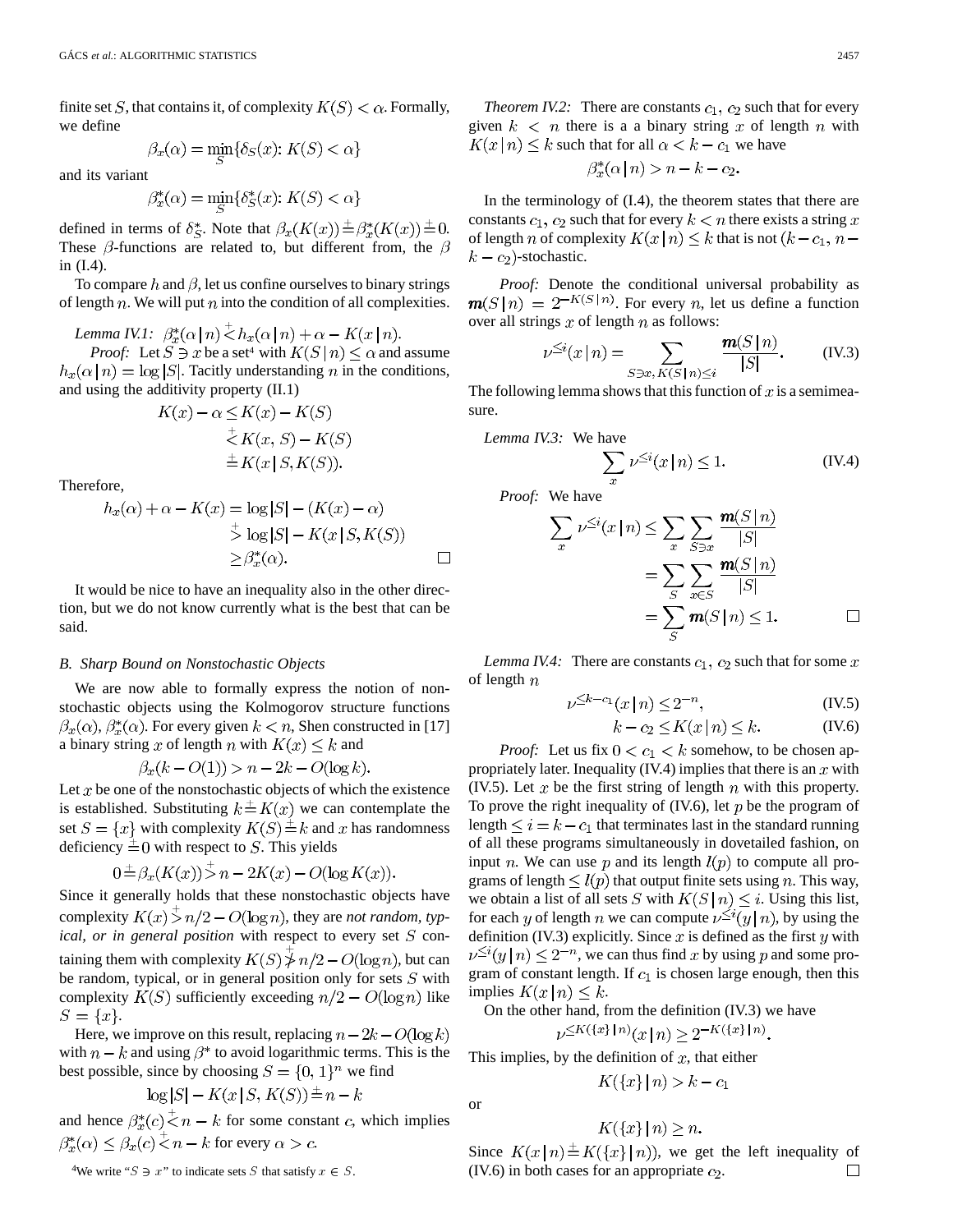finite set $S$, that contains it, of complexity $K(S) < \alpha$. Formally, we define

$$\beta_x(\alpha) = \min_S \{\delta_S(x) \colon K(S) < \alpha\}$$

and its variant

$$\beta_x^*(\alpha) = \min_S \{\delta_S^*(x) \colon K(S) < \alpha\}$$

defined in terms of $\delta_S^*$. Note that $\beta_x(K(x)) \stackrel{+}{=} \beta_x^*(K(x)) \stackrel{+}{=} 0$. These $\beta$-functions are related to, but different from, the $\beta$ in (I.4).

To compare $h$ and $\beta$, let us confine ourselves to binary strings of length $n$. We will put $n$ into the condition of all complexities.

*Lemma IV.1:* $\beta_x^*(\alpha \mid n) \stackrel{+}{<} h_x(\alpha \mid n) + \alpha - K(x \mid n)$.

*Proof:* Let $S \ni x$ be a set[4] with $K(S \mid n) \leq \alpha$ and assume $h_x(\alpha \mid n) = \log |S|$. Tacitly understanding $n$ in the conditions, and using the additivity property (II.1)

$$\begin{aligned}
K(x) - \alpha &\leq K(x) - K(S) \\
&\stackrel{+}{<} K(x, S) - K(S) \\
&\stackrel{+}{=} K(x \mid S, K(S)).
\end{aligned}$$

Therefore,

$$\begin{aligned}
h_x(\alpha) + \alpha - K(x) &= \log |S| - (K(x) - \alpha) \\
&\stackrel{+}{>} \log |S| - K(x \mid S, K(S)) \\
&\geq \beta_x^*(\alpha).
\end{aligned}$$

$\square$

It would be nice to have an inequality also in the other direction, but we do not know currently what is the best that can be said.

### B. Sharp Bound on Nonstochastic Objects

We are now able to formally express the notion of nonstochastic objects using the Kolmogorov structure functions $\beta_x(\alpha), \beta_x^*(\alpha)$. For every given $k < n$, Shen constructed in [17] a binary string $x$ of length $n$ with $K(x) \leq k$ and

$$\beta_x(k - O(1)) > n - 2k - O(\log k).$$

Let $x$ be one of the nonstochastic objects of which the existence is established. Substituting $k \stackrel{+}{=} K(x)$ we can contemplate the set $S = \{x\}$ with complexity $K(S) \stackrel{+}{=} k$ and $x$ has randomness deficiency $\stackrel{+}{=} 0$ with respect to $S$. This yields

$$0 \stackrel{+}{=} \beta_x(K(x)) \stackrel{+}{>} n - 2K(x) - O(\log K(x)).$$

Since it generally holds that these nonstochastic objects have complexity $K(x) \stackrel{+}{>} n/2 - O(\log n)$, they are *not random, typical, or in general position* with respect to every set $S$ containing them with complexity $K(S) \stackrel{+}{\not>} n/2 - O(\log n)$, but can be random, typical, or in general position only for sets $S$ with complexity $K(S)$ sufficiently exceeding $n/2 - O(\log n)$ like $S = \{x\}$.

Here, we improve on this result, replacing $n - 2k - O(\log k)$ with $n - k$ and using $\beta^*$ to avoid logarithmic terms. This is the best possible, since by choosing $S = \{0, 1\}^n$ we find

$$\log |S| - K(x \mid S, K(S)) \stackrel{+}{=} n - k$$

and hence $\beta_x^*(c) \stackrel{+}{<} n - k$ for some constant $c$, which implies $\beta_x^*(\alpha) \leq \beta_x(c) \stackrel{+}{<} n - k$ for every $\alpha > c$.

[4] We write "$S \ni x$" to indicate sets $S$ that satisfy $x \in S$.

*Theorem IV.2:* There are constants $c_1, c_2$ such that for every given $k < n$ there is a a binary string $x$ of length $n$ with $K(x \mid n) \leq k$ such that for all $\alpha < k - c_1$ we have

$$\beta_x^*(\alpha \mid n) > n - k - c_2.$$

In the terminology of (I.4), the theorem states that there are constants $c_1, c_2$ such that for every $k < n$ there exists a string $x$ of length $n$ of complexity $K(x \mid n) \leq k$ that is not $(k - c_1, n - k - c_2)$-stochastic.

*Proof:* Denote the conditional universal probability as $\boldsymbol{m}(S \mid n) = 2^{-K(S \mid n)}$. For every $n$, let us define a function over all strings $x$ of length $n$ as follows:

$$\nu^{\leq i}(x \mid n) = \sum_{S \ni x,\, K(S \mid n) \leq i} \frac{\boldsymbol{m}(S \mid n)}{|S|}. \tag{IV.3}$$

The following lemma shows that this function of $x$ is a semimeasure.

*Lemma IV.3:* We have

$$\sum_x \nu^{\leq i}(x \mid n) \leq 1. \tag{IV.4}$$

*Proof:* We have

$$\begin{aligned}
\sum_x \nu^{\leq i}(x \mid n) &\leq \sum_x \sum_{S \ni x} \frac{\boldsymbol{m}(S \mid n)}{|S|} \\
&= \sum_S \sum_{x \in S} \frac{\boldsymbol{m}(S \mid n)}{|S|} \\
&= \sum_S \boldsymbol{m}(S \mid n) \leq 1.
\end{aligned}$$

$\square$

*Lemma IV.4:* There are constants $c_1, c_2$ such that for some $x$ of length $n$

$$\nu^{\leq k - c_1}(x \mid n) \leq 2^{-n}, \tag{IV.5}$$

$$k - c_2 \leq K(x \mid n) \leq k. \tag{IV.6}$$

*Proof:* Let us fix $0 < c_1 < k$ somehow, to be chosen appropriately later. Inequality (IV.4) implies that there is an $x$ with (IV.5). Let $x$ be the first string of length $n$ with this property. To prove the right inequality of (IV.6), let $p$ be the program of length $\leq i = k - c_1$ that terminates last in the standard running of all these programs simultaneously in dovetailed fashion, on input $n$. We can use $p$ and its length $l(p)$ to compute all programs of length $\leq l(p)$ that output finite sets using $n$. This way, we obtain a list of all sets $S$ with $K(S \mid n) \leq i$. Using this list, for each $y$ of length $n$ we can compute $\nu^{\leq i}(y \mid n)$, by using the definition (IV.3) explicitly. Since $x$ is defined as the first $y$ with $\nu^{\leq i}(y \mid n) \leq 2^{-n}$, we can thus find $x$ by using $p$ and some program of constant length. If $c_1$ is chosen large enough, then this implies $K(x \mid n) \leq k$.

On the other hand, from the definition (IV.3) we have

$$\nu^{\leq K(\{x\} \mid n)}(x \mid n) \geq 2^{-K(\{x\} \mid n)}.$$

This implies, by the definition of $x$, that either

$$K(\{x\} \mid n) > k - c_1$$

or

$$K(\{x\} \mid n) \geq n.$$

Since $K(x \mid n) \stackrel{+}{=} K(\{x\} \mid n))$, we get the left inequality of (IV.6) in both cases for an appropriate $c_2$. $\square$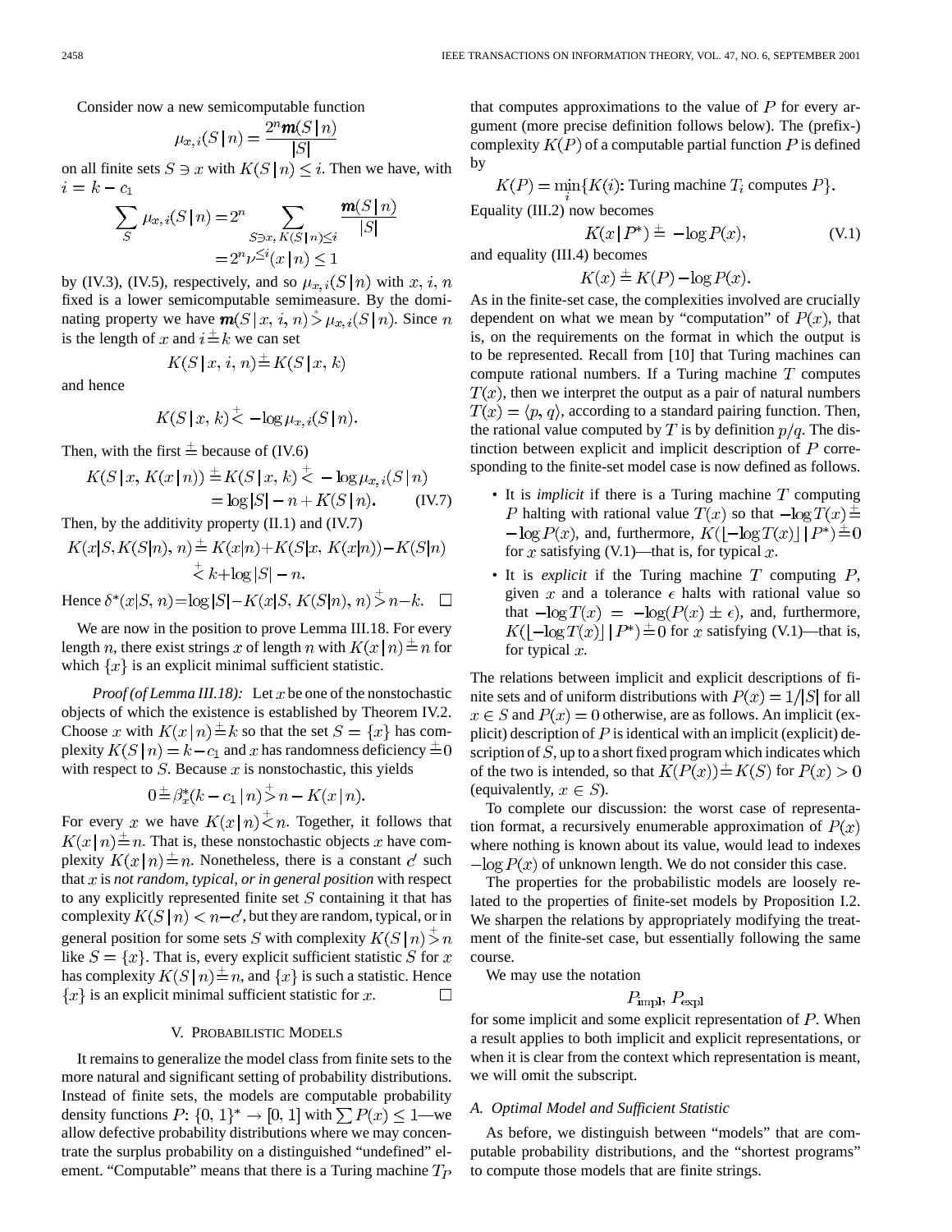Consider now a new semicomputable function

$$\mu_{x,i}(S \mid n) = \frac{2^n \boldsymbol{m}(S \mid n)}{|S|}$$

on all finite sets $S \ni x$ with $K(S \mid n) \leq i$. Then we have, with $i = k - c_1$

$$\sum_S \mu_{x,i}(S \mid n) = 2^n \sum_{S \ni x,\, K(S \mid n) \leq i} \frac{\boldsymbol{m}(S \mid n)}{|S|} = 2^n \nu^{\leq i}(x \mid n) \leq 1$$

by (IV.3), (IV.5), respectively, and so $\mu_{x,i}(S \mid n)$ with $x, i, n$ fixed is a lower semicomputable semimeasure. By the dominating property we have $\boldsymbol{m}(S \mid x, i, n) \stackrel{*}{>} \mu_{x,i}(S \mid n)$. Since $n$ is the length of $x$ and $i \stackrel{+}{=} k$ we can set

$$K(S \mid x, i, n) \stackrel{+}{=} K(S \mid x, k)$$

and hence

$$K(S \mid x, k) \stackrel{+}{<} -\log \mu_{x,i}(S \mid n).$$

Then, with the first $\stackrel{+}{=}$ because of (IV.6)

$$\begin{aligned} K(S \mid x, K(x \mid n)) &\stackrel{+}{=} K(S \mid x, k) \stackrel{+}{<} -\log \mu_{x,i}(S \mid n) \\ &= \log |S| - n + K(S \mid n). \end{aligned} \tag{IV.7}$$

Then, by the additivity property (II.1) and (IV.7)

$$\begin{aligned} K(x | S, K(S|n), n) &\stackrel{+}{=} K(x|n) + K(S|x, K(x|n)) - K(S|n) \\ &\stackrel{+}{<} k + \log |S| - n. \end{aligned}$$

Hence $\delta^*(x|S, n) = \log|S| - K(x|S, K(S|n), n) \stackrel{+}{>} n - k$. $\square$

We are now in the position to prove Lemma III.18. For every length $n$, there exist strings $x$ of length $n$ with $K(x \mid n) \stackrel{+}{=} n$ for which $\{x\}$ is an explicit minimal sufficient statistic.

*Proof (of Lemma III.18):* Let $x$ be one of the nonstochastic objects of which the existence is established by Theorem IV.2. Choose $x$ with $K(x \mid n) \stackrel{+}{=} k$ so that the set $S = \{x\}$ has complexity $K(S \mid n) = k - c_1$ and $x$ has randomness deficiency $\stackrel{+}{=} 0$ with respect to $S$. Because $x$ is nonstochastic, this yields

$$0 \stackrel{+}{=} \beta_x^*(k - c_1 \mid n) \stackrel{+}{>} n - K(x \mid n).$$

For every $x$ we have $K(x \mid n) \stackrel{+}{<} n$. Together, it follows that $K(x \mid n) \stackrel{+}{=} n$. That is, these nonstochastic objects $x$ have complexity $K(x \mid n) \stackrel{+}{=} n$. Nonetheless, there is a constant $c'$ such that $x$ is *not random, typical, or in general position* with respect to any explicitly represented finite set $S$ containing it that has complexity $K(S \mid n) < n - c'$, but they are random, typical, or in general position for some sets $S$ with complexity $K(S \mid n) \stackrel{+}{>} n$ like $S = \{x\}$. That is, every explicit sufficient statistic $S$ for $x$ has complexity $K(S \mid n) \stackrel{+}{=} n$, and $\{x\}$ is such a statistic. Hence $\{x\}$ is an explicit minimal sufficient statistic for $x$. $\square$

## V. Probabilistic Models

It remains to generalize the model class from finite sets to the more natural and significant setting of probability distributions. Instead of finite sets, the models are computable probability density functions $P: \{0, 1\}^* \rightarrow [0, 1]$ with $\sum P(x) \leq 1$—we allow defective probability distributions where we may concentrate the surplus probability on a distinguished "undefined" element. "Computable" means that there is a Turing machine $T_P$ that computes approximations to the value of $P$ for every argument (more precise definition follows below). The (prefix-) complexity $K(P)$ of a computable partial function $P$ is defined by

$$K(P) = \min_i \{K(i)\text{: Turing machine } T_i \text{ computes } P\}.$$

Equality (III.2) now becomes

$$K(x \mid P^*) \stackrel{+}{=} -\log P(x), \tag{V.1}$$

and equality (III.4) becomes

$$K(x) \stackrel{+}{=} K(P) - \log P(x).$$

As in the finite-set case, the complexities involved are crucially dependent on what we mean by "computation" of $P(x)$, that is, on the requirements on the format in which the output is to be represented. Recall from [10] that Turing machines can compute rational numbers. If a Turing machine $T$ computes $T(x)$, then we interpret the output as a pair of natural numbers $T(x) = \langle p, q \rangle$, according to a standard pairing function. Then, the rational value computed by $T$ is by definition $p/q$. The distinction between explicit and implicit description of $P$ corresponding to the finite-set model case is now defined as follows.

- It is *implicit* if there is a Turing machine $T$ computing $P$ halting with rational value $T(x)$ so that $-\log T(x) \stackrel{+}{=} -\log P(x)$, and, furthermore, $K(\lfloor -\log T(x) \rfloor \mid P^*) \stackrel{+}{=} 0$ for $x$ satisfying (V.1)—that is, for typical $x$.
- It is *explicit* if the Turing machine $T$ computing $P$, given $x$ and a tolerance $\epsilon$ halts with rational value so that $-\log T(x) = -\log(P(x) \pm \epsilon)$, and, furthermore, $K(\lfloor -\log T(x) \rfloor \mid P^*) \stackrel{+}{=} 0$ for $x$ satisfying (V.1)—that is, for typical $x$.

The relations between implicit and explicit descriptions of finite sets and of uniform distributions with $P(x) = 1/|S|$ for all $x \in S$ and $P(x) = 0$ otherwise, are as follows. An implicit (explicit) description of $P$ is identical with an implicit (explicit) description of $S$, up to a short fixed program which indicates which of the two is intended, so that $K(P(x)) \stackrel{+}{=} K(S)$ for $P(x) > 0$ (equivalently, $x \in S$).

To complete our discussion: the worst case of representation format, a recursively enumerable approximation of $P(x)$ where nothing is known about its value, would lead to indexes $-\log P(x)$ of unknown length. We do not consider this case.

The properties for the probabilistic models are loosely related to the properties of finite-set models by Proposition I.2. We sharpen the relations by appropriately modifying the treatment of the finite-set case, but essentially following the same course.

We may use the notation

$$P_{\text{impl}},\ P_{\text{expl}}$$

for some implicit and some explicit representation of $P$. When a result applies to both implicit and explicit representations, or when it is clear from the context which representation is meant, we will omit the subscript.

### A. Optimal Model and Sufficient Statistic

As before, we distinguish between "models" that are computable probability distributions, and the "shortest programs" to compute those models that are finite strings.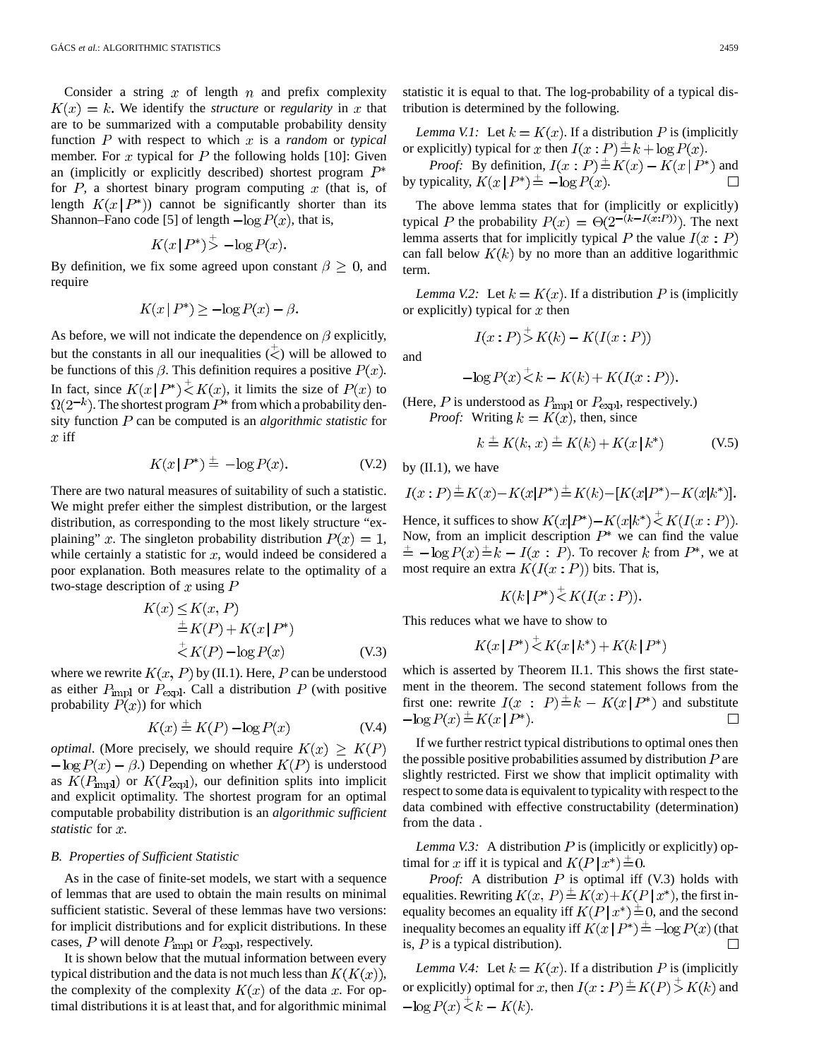Consider a string $x$ of length $n$ and prefix complexity $K(x) = k$. We identify the *structure* or *regularity* in $x$ that are to be summarized with a computable probability density function $P$ with respect to which $x$ is a *random* or *typical* member. For $x$ typical for $P$ the following holds [10]: Given an (implicitly or explicitly described) shortest program $P^*$ for $P$, a shortest binary program computing $x$ (that is, of length $K(x \mid P^*)$) cannot be significantly shorter than its Shannon–Fano code [5] of length $-\log P(x)$, that is,

$$K(x \mid P^*) \stackrel{+}{>} -\log P(x).$$

By definition, we fix some agreed upon constant $\beta \geq 0$, and require

$$K(x \mid P^*) \geq -\log P(x) - \beta.$$

As before, we will not indicate the dependence on $\beta$ explicitly, but the constants in all our inequalities ($\stackrel{+}{<}$) will be allowed to be functions of this $\beta$. This definition requires a positive $P(x)$. In fact, since $K(x \mid P^*) \stackrel{+}{<} K(x)$, it limits the size of $P(x)$ to $\Omega(2^{-k})$. The shortest program $P^*$ from which a probability density function $P$ can be computed is an *algorithmic statistic* for $x$ iff

$$K(x \mid P^*) \stackrel{+}{=} -\log P(x). \tag{V.2}$$

There are two natural measures of suitability of such a statistic. We might prefer either the simplest distribution, or the largest distribution, as corresponding to the most likely structure "explaining" $x$. The singleton probability distribution $P(x) = 1$, while certainly a statistic for $x$, would indeed be considered a poor explanation. Both measures relate to the optimality of a two-stage description of $x$ using $P$

$$\begin{aligned} K(x) &\leq K(x, P) \\ &\stackrel{+}{=} K(P) + K(x \mid P^*) \\ &\stackrel{+}{<} K(P) - \log P(x) \end{aligned} \tag{V.3}$$

where we rewrite $K(x, P)$ by (II.1). Here, $P$ can be understood as either $P_{\rm impl}$ or $P_{\rm expl}$. Call a distribution $P$ (with positive probability $P(x)$) for which

$$K(x) \stackrel{+}{=} K(P) - \log P(x) \tag{V.4}$$

*optimal*. (More precisely, we should require $K(x) \geq K(P) - \log P(x) - \beta$.) Depending on whether $K(P)$ is understood as $K(P_{\rm impl})$ or $K(P_{\rm expl})$, our definition splits into implicit and explicit optimality. The shortest program for an optimal computable probability distribution is an *algorithmic sufficient statistic* for $x$.

### B. Properties of Sufficient Statistic

As in the case of finite-set models, we start with a sequence of lemmas that are used to obtain the main results on minimal sufficient statistic. Several of these lemmas have two versions: for implicit distributions and for explicit distributions. In these cases, $P$ will denote $P_{\rm impl}$ or $P_{\rm expl}$, respectively.

It is shown below that the mutual information between every typical distribution and the data is not much less than $K(K(x))$, the complexity of the complexity $K(x)$ of the data $x$. For optimal distributions it is at least that, and for algorithmic minimal statistic it is equal to that. The log-probability of a typical distribution is determined by the following.

*Lemma V.1:* Let $k = K(x)$. If a distribution $P$ is (implicitly or explicitly) typical for $x$ then $I(x : P) \stackrel{+}{=} k + \log P(x)$.

*Proof:* By definition, $I(x : P) \stackrel{+}{=} K(x) - K(x \mid P^*)$ and by typicality, $K(x \mid P^*) \stackrel{+}{=} -\log P(x)$. □

The above lemma states that for (implicitly or explicitly) typical $P$ the probability $P(x) = \Theta(2^{-(k - I(x:P))})$. The next lemma asserts that for implicitly typical $P$ the value $I(x : P)$ can fall below $K(k)$ by no more than an additive logarithmic term.

*Lemma V.2:* Let $k = K(x)$. If a distribution $P$ is (implicitly or explicitly) typical for $x$ then

$$I(x : P) \stackrel{+}{>} K(k) - K(I(x : P))$$

and

$$-\log P(x) \stackrel{+}{<} k - K(k) + K(I(x : P)).$$

(Here, $P$ is understood as $P_{\rm impl}$ or $P_{\rm expl}$, respectively.)

*Proof:* Writing $k = K(x)$, then, since

$$k \stackrel{+}{=} K(k, x) \stackrel{+}{=} K(k) + K(x \mid k^*) \tag{V.5}$$

by (II.1), we have

$$I(x : P) \stackrel{+}{=} K(x) - K(x \mid P^*) \stackrel{+}{=} K(k) - [K(x \mid P^*) - K(x \mid k^*)].$$

Hence, it suffices to show $K(x \mid P^*) - K(x \mid k^*) \stackrel{+}{<} K(I(x : P))$. Now, from an implicit description $P^*$ we can find the value $\stackrel{+}{=} -\log P(x) \stackrel{+}{=} k - I(x : P)$. To recover $k$ from $P^*$, we at most require an extra $K(I(x : P))$ bits. That is,

$$K(k \mid P^*) \stackrel{+}{<} K(I(x : P)).$$

This reduces what we have to show to

$$K(x \mid P^*) \stackrel{+}{<} K(x \mid k^*) + K(k \mid P^*)$$

which is asserted by Theorem II.1. This shows the first statement in the theorem. The second statement follows from the first one: rewrite $I(x : P) \stackrel{+}{=} k - K(x \mid P^*)$ and substitute $-\log P(x) \stackrel{+}{=} K(x \mid P^*)$. □

If we further restrict typical distributions to optimal ones then the possible positive probabilities assumed by distribution $P$ are slightly restricted. First we show that implicit optimality with respect to some data is equivalent to typicality with respect to the data combined with effective constructability (determination) from the data .

*Lemma V.3:* A distribution $P$ is (implicitly or explicitly) optimal for $x$ iff it is typical and $K(P \mid x^*) \stackrel{+}{=} 0$.

*Proof:* A distribution $P$ is optimal iff (V.3) holds with equalities. Rewriting $K(x, P) \stackrel{+}{=} K(x) + K(P \mid x^*)$, the first inequality becomes an equality iff $K(P \mid x^*) \stackrel{+}{=} 0$, and the second inequality becomes an equality iff $K(x \mid P^*) \stackrel{+}{=} -\log P(x)$ (that is, $P$ is a typical distribution). □

*Lemma V.4:* Let $k = K(x)$. If a distribution $P$ is (implicitly or explicitly) optimal for $x$, then $I(x : P) \stackrel{+}{=} K(P) \stackrel{+}{>} K(k)$ and $-\log P(x) \stackrel{+}{<} k - K(k)$.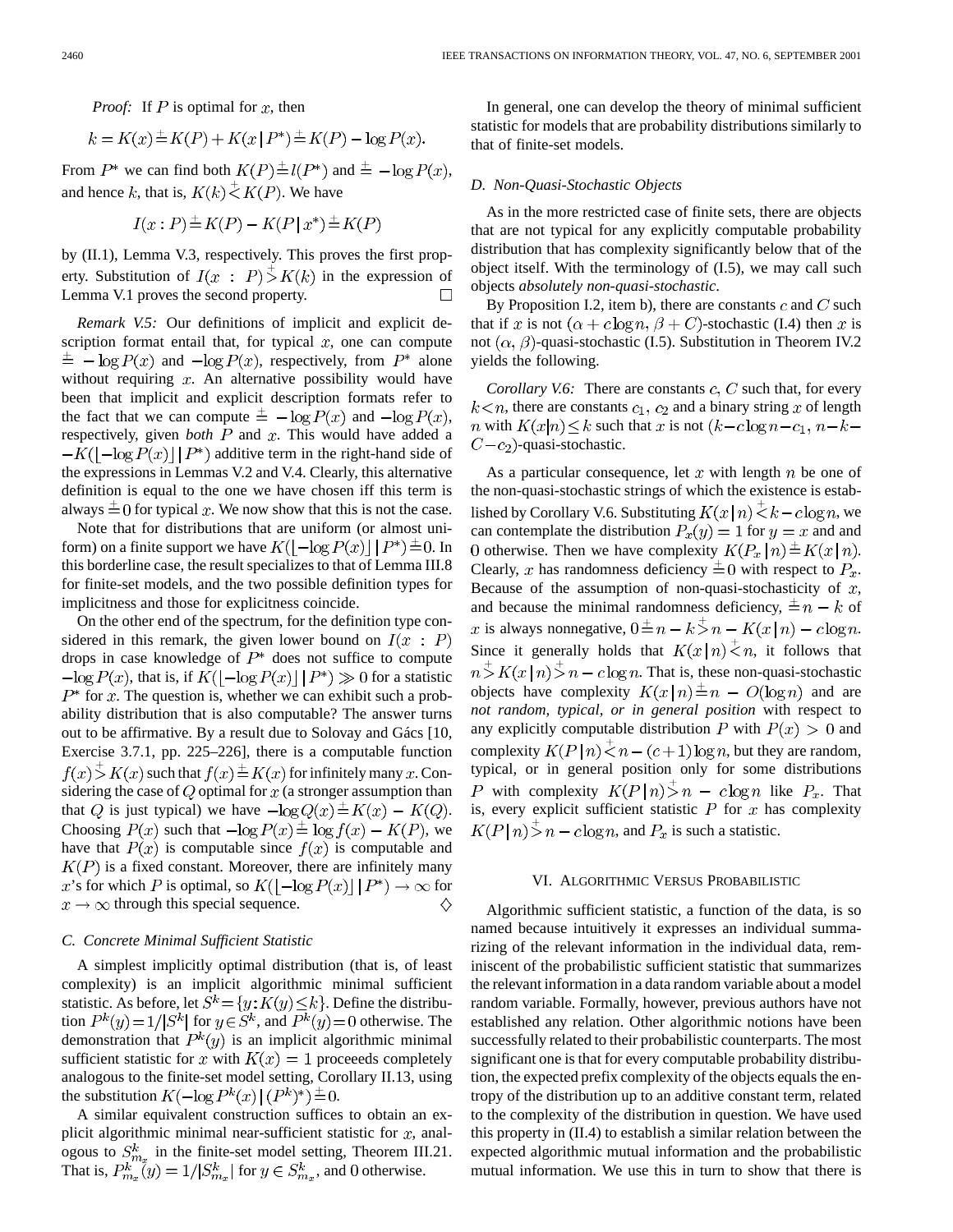*Proof:* If $P$ is optimal for $x$, then

$$k = K(x) \stackrel{+}{=} K(P) + K(x \mid P^*) \stackrel{+}{=} K(P) - \log P(x).$$

From $P^*$ we can find both $K(P) \stackrel{+}{=} l(P^*)$ and $\stackrel{+}{=} -\log P(x)$, and hence $k$, that is, $K(k) \stackrel{+}{<} K(P)$. We have

$$I(x : P) \stackrel{+}{=} K(P) - K(P \mid x^*) \stackrel{+}{=} K(P)$$

by (II.1), Lemma V.3, respectively. This proves the first property. Substitution of $I(x : P) \stackrel{+}{>} K(k)$ in the expression of Lemma V.1 proves the second property. □

*Remark V.5:* Our definitions of implicit and explicit description format entail that, for typical $x$, one can compute $\stackrel{+}{=} -\log P(x)$ and $-\log P(x)$, respectively, from $P^*$ alone without requiring $x$. An alternative possibility would have been that implicit and explicit description formats refer to the fact that we can compute $\stackrel{+}{=} -\log P(x)$ and $-\log P(x)$, respectively, given *both* $P$ and $x$. This would have added a $-K(\lfloor -\log P(x) \rfloor \mid P^*)$ additive term in the right-hand side of the expressions in Lemmas V.2 and V.4. Clearly, this alternative definition is equal to the one we have chosen iff this term is always $\stackrel{+}{=} 0$ for typical $x$. We now show that this is not the case.

Note that for distributions that are uniform (or almost uniform) on a finite support we have $K(\lfloor -\log P(x) \rfloor \mid P^*) \stackrel{+}{=} 0$. In this borderline case, the result specializes to that of Lemma III.8 for finite-set models, and the two possible definition types for implicitness and those for explicitness coincide.

On the other end of the spectrum, for the definition type considered in this remark, the given lower bound on $I(x : P)$ drops in case knowledge of $P^*$ does not suffice to compute $-\log P(x)$, that is, if $K(\lfloor -\log P(x) \rfloor \mid P^*) \gg 0$ for a statistic $P^*$ for $x$. The question is, whether we can exhibit such a probability distribution that is also computable? The answer turns out to be affirmative. By a result due to Solovay and Gács [10, Exercise 3.7.1, pp. 225–226], there is a computable function $f(x) \stackrel{+}{>} K(x)$ such that $f(x) \stackrel{+}{=} K(x)$ for infinitely many $x$. Considering the case of $Q$ optimal for $x$ (a stronger assumption than that $Q$ is just typical) we have $-\log Q(x) \stackrel{+}{=} K(x) - K(Q)$. Choosing $P(x)$ such that $-\log P(x) \stackrel{+}{=} \log f(x) - K(P)$, we have that $P(x)$ is computable since $f(x)$ is computable and $K(P)$ is a fixed constant. Moreover, there are infinitely many $x$'s for which $P$ is optimal, so $K(\lfloor -\log P(x) \rfloor \mid P^*) \to \infty$ for $x \to \infty$ through this special sequence. ◇

### C. Concrete Minimal Sufficient Statistic

A simplest implicitly optimal distribution (that is, of least complexity) is an implicit algorithmic minimal sufficient statistic. As before, let $S^k = \{y : K(y) \leq k\}$. Define the distribution $P^k(y) = 1/|S^k|$ for $y \in S^k$, and $P^k(y) = 0$ otherwise. The demonstration that $P^k(y)$ is an implicit algorithmic minimal sufficient statistic for $x$ with $K(x) = 1$ proceeeds completely analogous to the finite-set model setting, Corollary II.13, using the substitution $K(-\log P^k(x) \mid (P^k)^*) \stackrel{+}{=} 0$.

A similar equivalent construction suffices to obtain an explicit algorithmic minimal near-sufficient statistic for $x$, analogous to $S^k_{m_x}$ in the finite-set model setting, Theorem III.21. That is, $P^k_{m_x}(y) = 1/|S^k_{m_x}|$ for $y \in S^k_{m_x}$, and 0 otherwise.

In general, one can develop the theory of minimal sufficient statistic for models that are probability distributions similarly to that of finite-set models.

### D. Non-Quasi-Stochastic Objects

As in the more restricted case of finite sets, there are objects that are not typical for any explicitly computable probability distribution that has complexity significantly below that of the object itself. With the terminology of (I.5), we may call such objects *absolutely non-quasi-stochastic*.

By Proposition I.2, item b), there are constants $c$ and $C$ such that if $x$ is not $(\alpha + c\log n, \beta + C)$-stochastic (I.4) then $x$ is not $(\alpha, \beta)$-quasi-stochastic (I.5). Substitution in Theorem IV.2 yields the following.

*Corollary V.6:* There are constants $c$, $C$ such that, for every $k < n$, there are constants $c_1$, $c_2$ and a binary string $x$ of length $n$ with $K(x|n) \leq k$ such that $x$ is not $(k - c\log n - c_1, n - k - C - c_2)$-quasi-stochastic.

As a particular consequence, let $x$ with length $n$ be one of the non-quasi-stochastic strings of which the existence is established by Corollary V.6. Substituting $K(x \mid n) \stackrel{+}{<} k - c\log n$, we can contemplate the distribution $P_x(y) = 1$ for $y = x$ and and 0 otherwise. Then we have complexity $K(P_x \mid n) \stackrel{+}{=} K(x \mid n)$. Clearly, $x$ has randomness deficiency $\stackrel{+}{=} 0$ with respect to $P_x$. Because of the assumption of non-quasi-stochasticity of $x$, and because the minimal randomness deficiency, $\stackrel{+}{=} n - k$ of $x$ is always nonnegative, $0 \stackrel{+}{=} n - k \stackrel{+}{>} n - K(x \mid n) - c\log n$. Since it generally holds that $K(x \mid n) \stackrel{+}{<} n$, it follows that $n \stackrel{+}{>} K(x \mid n) \stackrel{+}{>} n - c\log n$. That is, these non-quasi-stochastic objects have complexity $K(x \mid n) \stackrel{+}{=} n - O(\log n)$ and are *not random, typical, or in general position* with respect to any explicitly computable distribution $P$ with $P(x) > 0$ and complexity $K(P \mid n) \stackrel{+}{<} n - (c+1)\log n$, but they are random, typical, or in general position only for some distributions $P$ with complexity $K(P \mid n) \stackrel{+}{>} n - c\log n$ like $P_x$. That is, every explicit sufficient statistic $P$ for $x$ has complexity $K(P \mid n) \stackrel{+}{>} n - c\log n$, and $P_x$ is such a statistic.

## VI. Algorithmic Versus Probabilistic

Algorithmic sufficient statistic, a function of the data, is so named because intuitively it expresses an individual summarizing of the relevant information in the individual data, reminiscent of the probabilistic sufficient statistic that summarizes the relevant information in a data random variable about a model random variable. Formally, however, previous authors have not established any relation. Other algorithmic notions have been successfully related to their probabilistic counterparts. The most significant one is that for every computable probability distribution, the expected prefix complexity of the objects equals the entropy of the distribution up to an additive constant term, related to the complexity of the distribution in question. We have used this property in (II.4) to establish a similar relation between the expected algorithmic mutual information and the probabilistic mutual information. We use this in turn to show that there is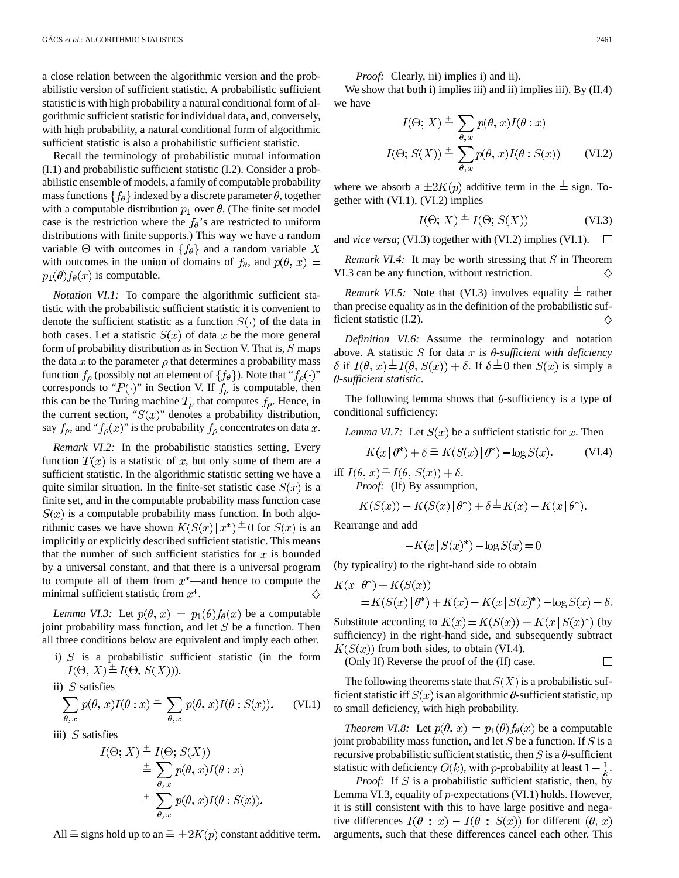a close relation between the algorithmic version and the probabilistic version of sufficient statistic. A probabilistic sufficient statistic is with high probability a natural conditional form of algorithmic sufficient statistic for individual data, and, conversely, with high probability, a natural conditional form of algorithmic sufficient statistic is also a probabilistic sufficient statistic.

Recall the terminology of probabilistic mutual information (I.1) and probabilistic sufficient statistic (I.2). Consider a probabilistic ensemble of models, a family of computable probability mass functions $\{f_\theta\}$ indexed by a discrete parameter $\theta$, together with a computable distribution $p_1$ over $\theta$. (The finite set model case is the restriction where the $f_\theta$'s are restricted to uniform distributions with finite supports.) This way we have a random variable $\Theta$ with outcomes in $\{f_\theta\}$ and a random variable $X$ with outcomes in the union of domains of $f_\theta$, and $p(\theta, x) = p_1(\theta) f_\theta(x)$ is computable.

*Notation VI.1:* To compare the algorithmic sufficient statistic with the probabilistic sufficient statistic it is convenient to denote the sufficient statistic as a function $S(\cdot)$ of the data in both cases. Let a statistic $S(x)$ of data $x$ be the more general form of probability distribution as in Section V. That is, $S$ maps the data $x$ to the parameter $\rho$ that determines a probability mass function $f_\rho$ (possibly not an element of $\{f_\theta\}$). Note that "$f_\rho(\cdot)$" corresponds to "$P(\cdot)$" in Section V. If $f_\rho$ is computable, then this can be the Turing machine $T_\rho$ that computes $f_\rho$. Hence, in the current section, "$S(x)$" denotes a probability distribution, say $f_\rho$, and "$f_\rho(x)$" is the probability $f_\rho$ concentrates on data $x$.

*Remark VI.2:* In the probabilistic statistics setting, Every function $T(x)$ is a statistic of $x$, but only some of them are a sufficient statistic. In the algorithmic statistic setting we have a quite similar situation. In the finite-set statistic case $S(x)$ is a finite set, and in the computable probability mass function case $S(x)$ is a computable probability mass function. In both algorithmic cases we have shown $K(S(x) \mid x^*) \stackrel{+}{=} 0$ for $S(x)$ is an implicitly or explicitly described sufficient statistic. This means that the number of such sufficient statistics for $x$ is bounded by a universal constant, and that there is a universal program to compute all of them from $x^*$—and hence to compute the minimal sufficient statistic from $x^*$. ◇

*Lemma VI.3:* Let $p(\theta, x) = p_1(\theta) f_\theta(x)$ be a computable joint probability mass function, and let $S$ be a function. Then all three conditions below are equivalent and imply each other.

i) $S$ is a probabilistic sufficient statistic (in the form $I(\Theta, X) \stackrel{+}{=} I(\Theta, S(X))$).

ii) $S$ satisfies
$$\sum_{\theta, x} p(\theta, x) I(\theta : x) \stackrel{+}{=} \sum_{\theta, x} p(\theta, x) I(\theta : S(x)). \qquad \text{(VI.1)}$$

iii) $S$ satisfies
$$\begin{aligned} I(\Theta; X) &\stackrel{+}{=} I(\Theta; S(X)) \\ &\stackrel{+}{=} \sum_{\theta, x} p(\theta, x) I(\theta : x) \\ &\stackrel{+}{=} \sum_{\theta, x} p(\theta, x) I(\theta : S(x)). \end{aligned}$$

All $\stackrel{+}{=}$ signs hold up to an $\stackrel{+}{=} \pm 2K(p)$ constant additive term.

*Proof:* Clearly, iii) implies i) and ii).

We show that both i) implies iii) and ii) implies iii). By (II.4) we have
$$\begin{aligned} I(\Theta; X) &\stackrel{+}{=} \sum_{\theta, x} p(\theta, x) I(\theta : x) \\ I(\Theta; S(X)) &\stackrel{+}{=} \sum_{\theta, x} p(\theta, x) I(\theta : S(x)) \end{aligned} \qquad \text{(VI.2)}$$

where we absorb a $\pm 2K(p)$ additive term in the $\stackrel{+}{=}$ sign. Together with (VI.1), (VI.2) implies
$$I(\Theta; X) \stackrel{+}{=} I(\Theta; S(X)) \qquad \text{(VI.3)}$$

and *vice versa*; (VI.3) together with (VI.2) implies (VI.1). □

*Remark VI.4:* It may be worth stressing that $S$ in Theorem VI.3 can be any function, without restriction. ◇

*Remark VI.5:* Note that (VI.3) involves equality $\stackrel{+}{=}$ rather than precise equality as in the definition of the probabilistic sufficient statistic (I.2). ◇

*Definition VI.6:* Assume the terminology and notation above. A statistic $S$ for data $x$ is *$\theta$-sufficient with deficiency* $\delta$ if $I(\theta, x) \stackrel{+}{=} I(\theta, S(x)) + \delta$. If $\delta \stackrel{+}{=} 0$ then $S(x)$ is simply a *$\theta$-sufficient statistic*.

The following lemma shows that $\theta$-sufficiency is a type of conditional sufficiency:

*Lemma VI.7:* Let $S(x)$ be a sufficient statistic for $x$. Then
$$K(x \mid \theta^*) + \delta \stackrel{+}{=} K(S(x) \mid \theta^*) - \log S(x). \qquad \text{(VI.4)}$$

iff $I(\theta, x) \stackrel{+}{=} I(\theta, S(x)) + \delta$.

*Proof:* (If) By assumption,
$$K(S(x)) - K(S(x) \mid \theta^*) + \delta \stackrel{+}{=} K(x) - K(x \mid \theta^*).$$

Rearrange and add
$$-K(x \mid S(x)^*) - \log S(x) \stackrel{+}{=} 0$$

(by typicality) to the right-hand side to obtain
$$\begin{aligned} &K(x \mid \theta^*) + K(S(x)) \\ &\quad \stackrel{+}{=} K(S(x) \mid \theta^*) + K(x) - K(x \mid S(x)^*) - \log S(x) - \delta. \end{aligned}$$

Substitute according to $K(x) \stackrel{+}{=} K(S(x)) + K(x \mid S(x)^*)$ (by sufficiency) in the right-hand side, and subsequently subtract $K(S(x))$ from both sides, to obtain (VI.4).

(Only If) Reverse the proof of the (If) case. □

The following theorems state that $S(X)$ is a probabilistic sufficient statistic iff $S(x)$ is an algorithmic $\theta$-sufficient statistic, up to small deficiency, with high probability.

*Theorem VI.8:* Let $p(\theta, x) = p_1(\theta) f_\theta(x)$ be a computable joint probability mass function, and let $S$ be a function. If $S$ is a recursive probabilistic sufficient statistic, then $S$ is a $\theta$-sufficient statistic with deficiency $O(k)$, with $p$-probability at least $1 - \frac{1}{k}$.

*Proof:* If $S$ is a probabilistic sufficient statistic, then, by Lemma VI.3, equality of $p$-expectations (VI.1) holds. However, it is still consistent with this to have large positive and negative differences $I(\theta : x) - I(\theta : S(x))$ for different $(\theta, x)$ arguments, such that these differences cancel each other. This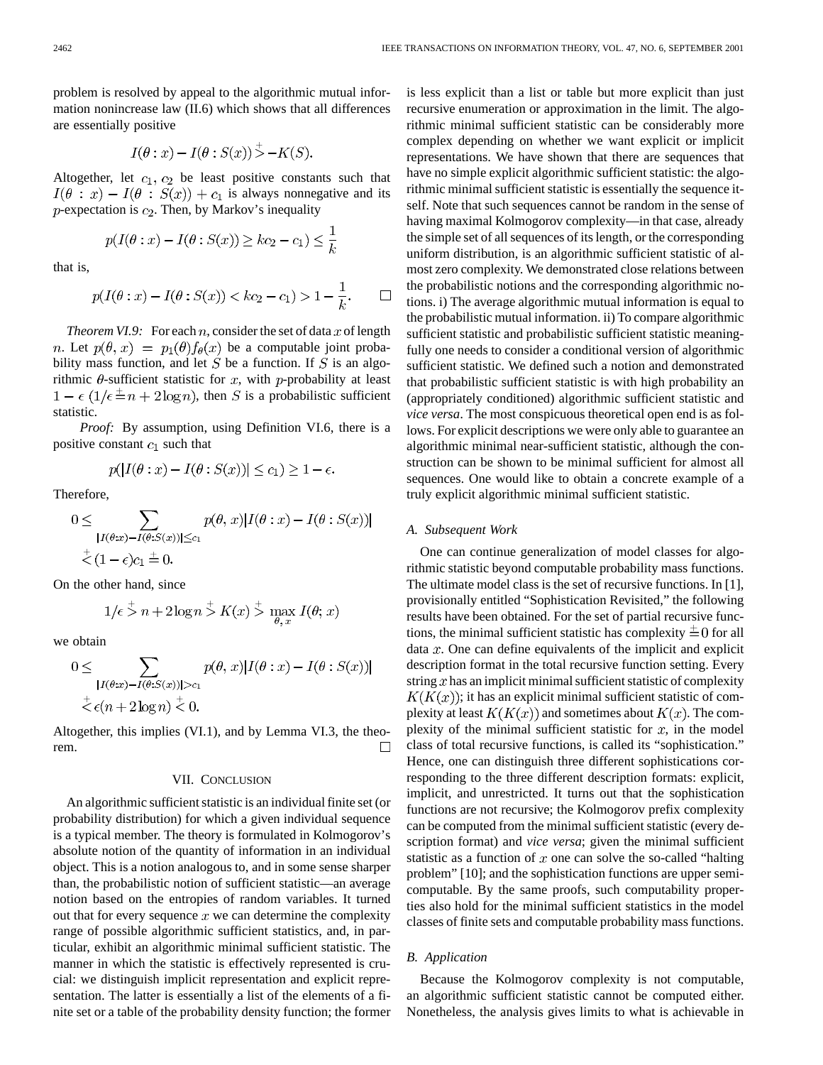problem is resolved by appeal to the algorithmic mutual information nonincrease law (II.6) which shows that all differences are essentially positive

$$I(\theta : x) - I(\theta : S(x)) \stackrel{+}{>} -K(S).$$

Altogether, let $c_1, c_2$ be least positive constants such that $I(\theta : x) - I(\theta : S(x)) + c_1$ is always nonnegative and its $p$-expectation is $c_2$. Then, by Markov's inequality

$$p(I(\theta : x) - I(\theta : S(x)) \geq kc_2 - c_1) \leq \frac{1}{k}$$

that is,

$$p(I(\theta : x) - I(\theta : S(x)) < kc_2 - c_1) > 1 - \frac{1}{k}. \qquad \square$$

*Theorem VI.9:* For each $n$, consider the set of data $x$ of length $n$. Let $p(\theta, x) = p_1(\theta) f_\theta(x)$ be a computable joint probability mass function, and let $S$ be a function. If $S$ is an algorithmic $\theta$-sufficient statistic for $x$, with $p$-probability at least $1 - \epsilon$ ($1/\epsilon \stackrel{+}{=} n + 2 \log n$), then $S$ is a probabilistic sufficient statistic.

*Proof:* By assumption, using Definition VI.6, there is a positive constant $c_1$ such that

$$p(|I(\theta : x) - I(\theta : S(x))| \leq c_1) \geq 1 - \epsilon.$$

Therefore,

$$0 \leq \sum_{|I(\theta : x) - I(\theta : S(x))| \leq c_1} p(\theta, x) |I(\theta : x) - I(\theta : S(x))| \stackrel{+}{<} (1 - \epsilon) c_1 \stackrel{+}{=} 0.$$

On the other hand, since

$$1/\epsilon \stackrel{+}{>} n + 2 \log n \stackrel{+}{>} K(x) \stackrel{+}{>} \max_{\theta, x} I(\theta; x)$$

we obtain

$$0 \leq \sum_{|I(\theta : x) - I(\theta : S(x))| > c_1} p(\theta, x) |I(\theta : x) - I(\theta : S(x))| \stackrel{+}{<} \epsilon (n + 2 \log n) \stackrel{+}{<} 0.$$

Altogether, this implies (VI.1), and by Lemma VI.3, the theorem. $\square$

## VII. Conclusion

An algorithmic sufficient statistic is an individual finite set (or probability distribution) for which a given individual sequence is a typical member. The theory is formulated in Kolmogorov's absolute notion of the quantity of information in an individual object. This is a notion analogous to, and in some sense sharper than, the probabilistic notion of sufficient statistic—an average notion based on the entropies of random variables. It turned out that for every sequence $x$ we can determine the complexity range of possible algorithmic sufficient statistics, and, in particular, exhibit an algorithmic minimal sufficient statistic. The manner in which the statistic is effectively represented is crucial: we distinguish implicit representation and explicit representation. The latter is essentially a list of the elements of a finite set or a table of the probability density function; the former is less explicit than a list or table but more explicit than just recursive enumeration or approximation in the limit. The algorithmic minimal sufficient statistic can be considerably more complex depending on whether we want explicit or implicit representations. We have shown that there are sequences that have no simple explicit algorithmic sufficient statistic: the algorithmic minimal sufficient statistic is essentially the sequence itself. Note that such sequences cannot be random in the sense of having maximal Kolmogorov complexity—in that case, already the simple set of all sequences of its length, or the corresponding uniform distribution, is an algorithmic sufficient statistic of almost zero complexity. We demonstrated close relations between the probabilistic notions and the corresponding algorithmic notions. i) The average algorithmic mutual information is equal to the probabilistic mutual information. ii) To compare algorithmic sufficient statistic and probabilistic sufficient statistic meaningfully one needs to consider a conditional version of algorithmic sufficient statistic. We defined such a notion and demonstrated that probabilistic sufficient statistic is with high probability an (appropriately conditioned) algorithmic sufficient statistic and *vice versa*. The most conspicuous theoretical open end is as follows. For explicit descriptions we were only able to guarantee an algorithmic minimal near-sufficient statistic, although the construction can be shown to be minimal sufficient for almost all sequences. One would like to obtain a concrete example of a truly explicit algorithmic minimal sufficient statistic.

### A. Subsequent Work

One can continue generalization of model classes for algorithmic statistic beyond computable probability mass functions. The ultimate model class is the set of recursive functions. In [1], provisionally entitled "Sophistication Revisited," the following results have been obtained. For the set of partial recursive functions, the minimal sufficient statistic has complexity $\stackrel{+}{=} 0$ for all data $x$. One can define equivalents of the implicit and explicit description format in the total recursive function setting. Every string $x$ has an implicit minimal sufficient statistic of complexity $K(K(x))$; it has an explicit minimal sufficient statistic of complexity at least $K(K(x))$ and sometimes about $K(x)$. The complexity of the minimal sufficient statistic for $x$, in the model class of total recursive functions, is called its "sophistication." Hence, one can distinguish three different sophistications corresponding to the three different description formats: explicit, implicit, and unrestricted. It turns out that the sophistication functions are not recursive; the Kolmogorov prefix complexity can be computed from the minimal sufficient statistic (every description format) and *vice versa*; given the minimal sufficient statistic as a function of $x$ one can solve the so-called "halting problem" [10]; and the sophistication functions are upper semicomputable. By the same proofs, such computability properties also hold for the minimal sufficient statistics in the model classes of finite sets and computable probability mass functions.

### B. Application

Because the Kolmogorov complexity is not computable, an algorithmic sufficient statistic cannot be computed either. Nonetheless, the analysis gives limits to what is achievable in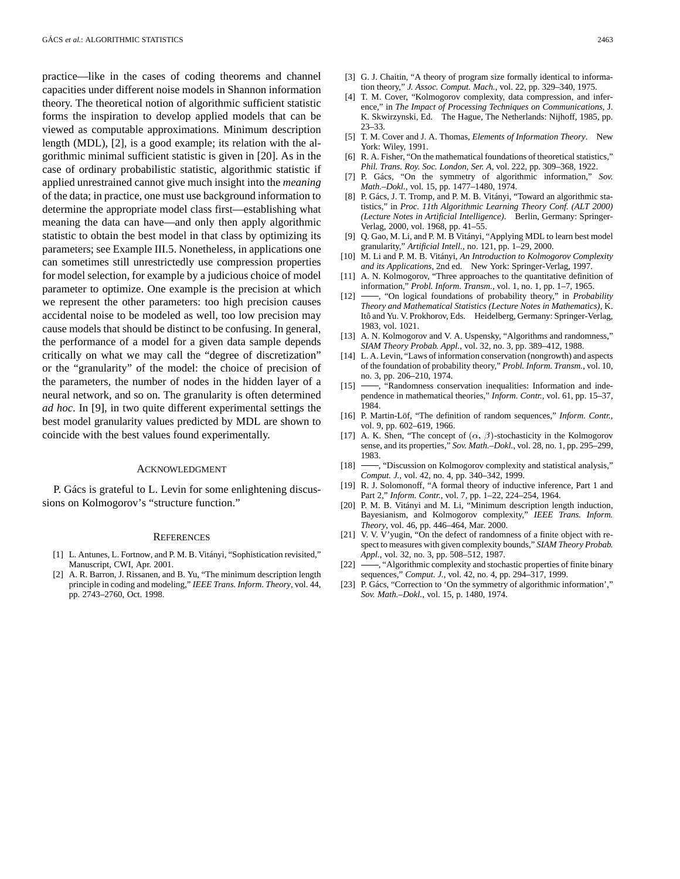practice—like in the cases of coding theorems and channel capacities under different noise models in Shannon information theory. The theoretical notion of algorithmic sufficient statistic forms the inspiration to develop applied models that can be viewed as computable approximations. Minimum description length (MDL), [2], is a good example; its relation with the algorithmic minimal sufficient statistic is given in [20]. As in the case of ordinary probabilistic statistic, algorithmic statistic if applied unrestrained cannot give much insight into the *meaning* of the data; in practice, one must use background information to determine the appropriate model class first—establishing what meaning the data can have—and only then apply algorithmic statistic to obtain the best model in that class by optimizing its parameters; see Example III.5. Nonetheless, in applications one can sometimes still unrestrictedly use compression properties for model selection, for example by a judicious choice of model parameter to optimize. One example is the precision at which we represent the other parameters: too high precision causes accidental noise to be modeled as well, too low precision may cause models that should be distinct to be confusing. In general, the performance of a model for a given data sample depends critically on what we may call the "degree of discretization" or the "granularity" of the model: the choice of precision of the parameters, the number of nodes in the hidden layer of a neural network, and so on. The granularity is often determined *ad hoc*. In [9], in two quite different experimental settings the best model granularity values predicted by MDL are shown to coincide with the best values found experimentally.

## Acknowledgment

P. Gács is grateful to L. Levin for some enlightening discussions on Kolmogorov's "structure function."

## References

[1] L. Antunes, L. Fortnow, and P. M. B. Vitányi, "Sophistication revisited," Manuscript, CWI, Apr. 2001.

[2] A. R. Barron, J. Rissanen, and B. Yu, "The minimum description length principle in coding and modeling," *IEEE Trans. Inform. Theory*, vol. 44, pp. 2743–2760, Oct. 1998.

[3] G. J. Chaitin, "A theory of program size formally identical to information theory," *J. Assoc. Comput. Mach.*, vol. 22, pp. 329–340, 1975.

[4] T. M. Cover, "Kolmogorov complexity, data compression, and inference," in *The Impact of Processing Techniques on Communications*, J. K. Skwirzynski, Ed. The Hague, The Netherlands: Nijhoff, 1985, pp. 23–33.

[5] T. M. Cover and J. A. Thomas, *Elements of Information Theory*. New York: Wiley, 1991.

[6] R. A. Fisher, "On the mathematical foundations of theoretical statistics," *Phil. Trans. Roy. Soc. London, Ser. A*, vol. 222, pp. 309–368, 1922.

[7] P. Gács, "On the symmetry of algorithmic information," *Sov. Math.–Dokl.*, vol. 15, pp. 1477–1480, 1974.

[8] P. Gács, J. T. Tromp, and P. M. B. Vitányi, "Toward an algorithmic statistics," in *Proc. 11th Algorithmic Learning Theory Conf. (ALT 2000) (Lecture Notes in Artificial Intelligence)*. Berlin, Germany: Springer-Verlag, 2000, vol. 1968, pp. 41–55.

[9] Q. Gao, M. Li, and P. M. B Vitányi, "Applying MDL to learn best model granularity," *Artificial Intell.*, no. 121, pp. 1–29, 2000.

[10] M. Li and P. M. B. Vitányi, *An Introduction to Kolmogorov Complexity and its Applications*, 2nd ed. New York: Springer-Verlag, 1997.

[11] A. N. Kolmogorov, "Three approaches to the quantitative definition of information," *Probl. Inform. Transm.*, vol. 1, no. 1, pp. 1–7, 1965.

[12] ——, "On logical foundations of probability theory," in *Probability Theory and Mathematical Statistics (Lecture Notes in Mathematics)*, K. Itô and Yu. V. Prokhorov, Eds. Heidelberg, Germany: Springer-Verlag, 1983, vol. 1021.

[13] A. N. Kolmogorov and V. A. Uspensky, "Algorithms and randomness," *SIAM Theory Probab. Appl.*, vol. 32, no. 3, pp. 389–412, 1988.

[14] L. A. Levin, "Laws of information conservation (nongrowth) and aspects of the foundation of probability theory," *Probl. Inform. Transm.*, vol. 10, no. 3, pp. 206–210, 1974.

[15] ——, "Randomness conservation inequalities: Information and independence in mathematical theories," *Inform. Contr.*, vol. 61, pp. 15–37, 1984.

[16] P. Martin-Löf, "The definition of random sequences," *Inform. Contr.*, vol. 9, pp. 602–619, 1966.

[17] A. K. Shen, "The concept of $(\alpha, \beta)$-stochasticity in the Kolmogorov sense, and its properties," *Sov. Math.–Dokl.*, vol. 28, no. 1, pp. 295–299, 1983.

[18] ——, "Discussion on Kolmogorov complexity and statistical analysis," *Comput. J.*, vol. 42, no. 4, pp. 340–342, 1999.

[19] R. J. Solomonoff, "A formal theory of inductive inference, Part 1 and Part 2," *Inform. Contr.*, vol. 7, pp. 1–22, 224–254, 1964.

[20] P. M. B. Vitányi and M. Li, "Minimum description length induction, Bayesianism, and Kolmogorov complexity," *IEEE Trans. Inform. Theory*, vol. 46, pp. 446–464, Mar. 2000.

[21] V. V. V'yugin, "On the defect of randomness of a finite object with respect to measures with given complexity bounds," *SIAM Theory Probab. Appl.*, vol. 32, no. 3, pp. 508–512, 1987.

[22] ——, "Algorithmic complexity and stochastic properties of finite binary sequences," *Comput. J.*, vol. 42, no. 4, pp. 294–317, 1999.

[23] P. Gács, "Correction to 'On the symmetry of algorithmic information'," *Sov. Math.–Dokl.*, vol. 15, p. 1480, 1974.